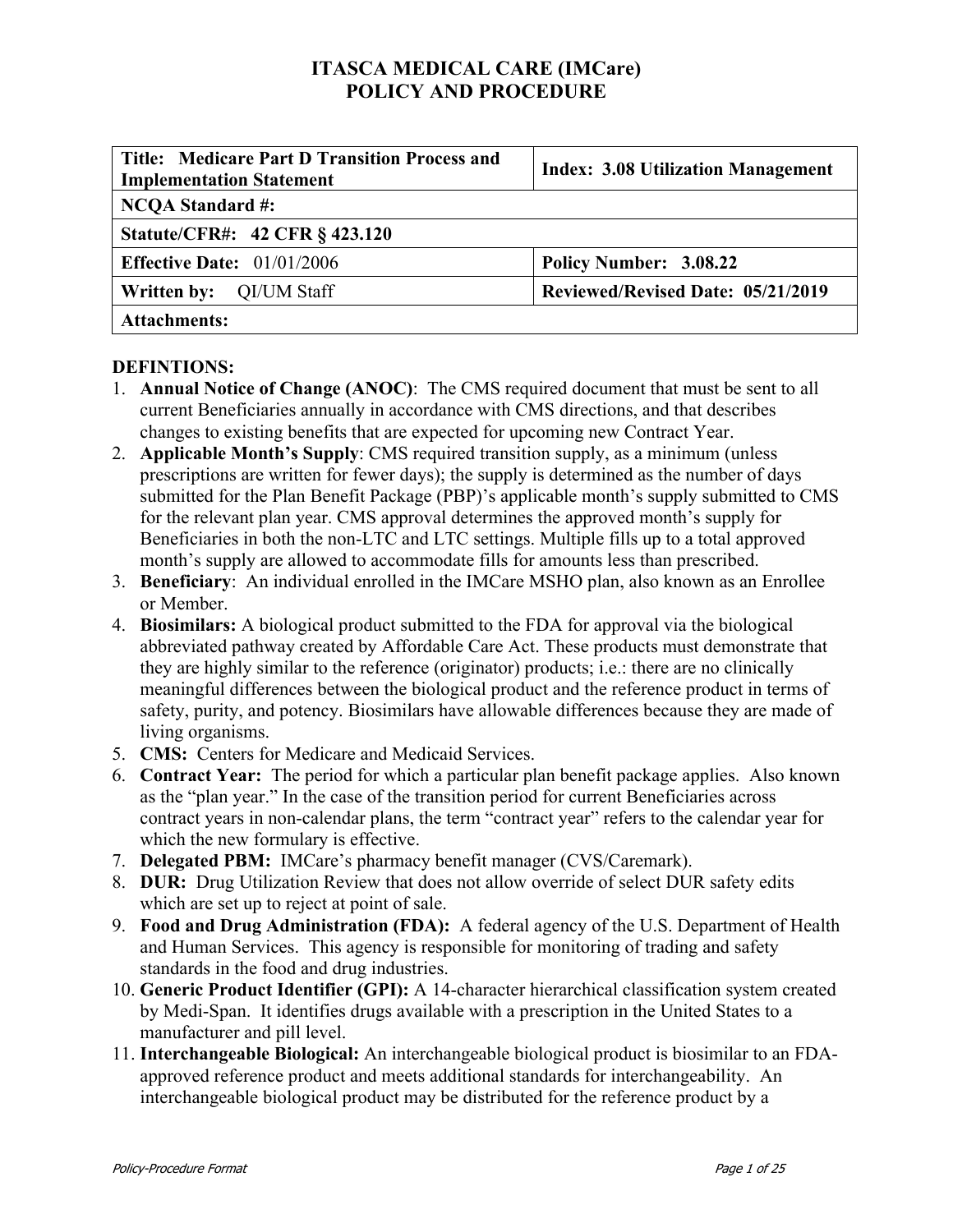# ITASCA MEDICAL CARE (IMCare)
# POLICY AND PROCEDURE

| **Title: Medicare Part D Transition Process and Implementation Statement** | **Index: 3.08 Utilization Management** |
|---|---|
| **NCQA Standard #:** | |
| **Statute/CFR#: 42 CFR § 423.120** | |
| **Effective Date:** 01/01/2006 | **Policy Number: 3.08.22** |
| **Written by:** QI/UM Staff | **Reviewed/Revised Date: 05/21/2019** |
| **Attachments:** | |

**DEFINTIONS:**

1. **Annual Notice of Change (ANOC)**: The CMS required document that must be sent to all current Beneficiaries annually in accordance with CMS directions, and that describes changes to existing benefits that are expected for upcoming new Contract Year.
2. **Applicable Month's Supply**: CMS required transition supply, as a minimum (unless prescriptions are written for fewer days); the supply is determined as the number of days submitted for the Plan Benefit Package (PBP)'s applicable month's supply submitted to CMS for the relevant plan year. CMS approval determines the approved month's supply for Beneficiaries in both the non-LTC and LTC settings. Multiple fills up to a total approved month's supply are allowed to accommodate fills for amounts less than prescribed.
3. **Beneficiary**: An individual enrolled in the IMCare MSHO plan, also known as an Enrollee or Member.
4. **Biosimilars:** A biological product submitted to the FDA for approval via the biological abbreviated pathway created by Affordable Care Act. These products must demonstrate that they are highly similar to the reference (originator) products; i.e.: there are no clinically meaningful differences between the biological product and the reference product in terms of safety, purity, and potency. Biosimilars have allowable differences because they are made of living organisms.
5. **CMS:** Centers for Medicare and Medicaid Services.
6. **Contract Year:** The period for which a particular plan benefit package applies. Also known as the "plan year." In the case of the transition period for current Beneficiaries across contract years in non-calendar plans, the term "contract year" refers to the calendar year for which the new formulary is effective.
7. **Delegated PBM:** IMCare's pharmacy benefit manager (CVS/Caremark).
8. **DUR:** Drug Utilization Review that does not allow override of select DUR safety edits which are set up to reject at point of sale.
9. **Food and Drug Administration (FDA):** A federal agency of the U.S. Department of Health and Human Services. This agency is responsible for monitoring of trading and safety standards in the food and drug industries.
10. **Generic Product Identifier (GPI):** A 14-character hierarchical classification system created by Medi-Span. It identifies drugs available with a prescription in the United States to a manufacturer and pill level.
11. **Interchangeable Biological:** An interchangeable biological product is biosimilar to an FDA-approved reference product and meets additional standards for interchangeability. An interchangeable biological product may be distributed for the reference product by a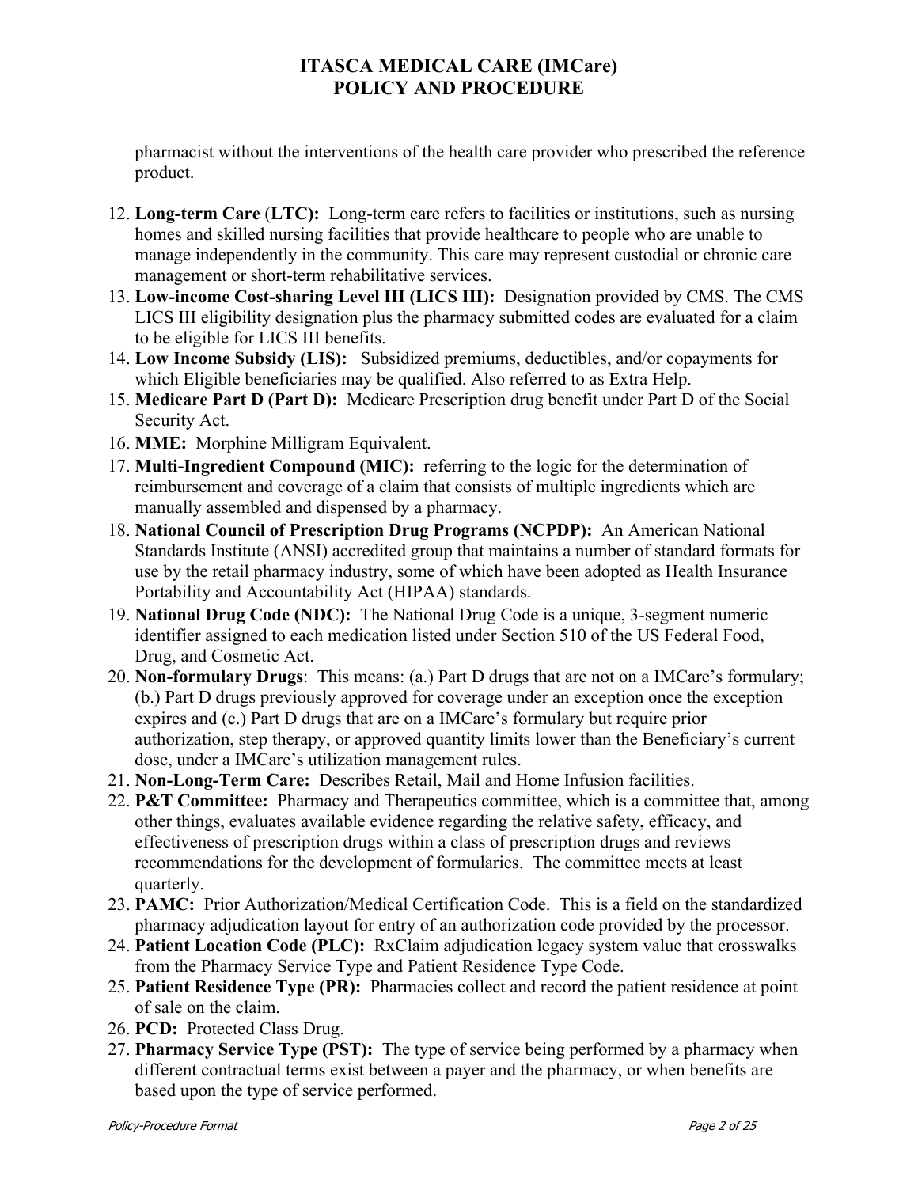pharmacist without the interventions of the health care provider who prescribed the reference product.

12. **Long-term Care** (**LTC**)**:** Long-term care refers to facilities or institutions, such as nursing homes and skilled nursing facilities that provide healthcare to people who are unable to manage independently in the community. This care may represent custodial or chronic care management or short-term rehabilitative services.
13. **Low-income Cost-sharing Level III (LICS III):** Designation provided by CMS. The CMS LICS III eligibility designation plus the pharmacy submitted codes are evaluated for a claim to be eligible for LICS III benefits.
14. **Low Income Subsidy (LIS):** Subsidized premiums, deductibles, and/or copayments for which Eligible beneficiaries may be qualified. Also referred to as Extra Help.
15. **Medicare Part D (Part D):** Medicare Prescription drug benefit under Part D of the Social Security Act.
16. **MME:** Morphine Milligram Equivalent.
17. **Multi-Ingredient Compound (MIC):** referring to the logic for the determination of reimbursement and coverage of a claim that consists of multiple ingredients which are manually assembled and dispensed by a pharmacy.
18. **National Council of Prescription Drug Programs (NCPDP):** An American National Standards Institute (ANSI) accredited group that maintains a number of standard formats for use by the retail pharmacy industry, some of which have been adopted as Health Insurance Portability and Accountability Act (HIPAA) standards.
19. **National Drug Code (NDC):** The National Drug Code is a unique, 3-segment numeric identifier assigned to each medication listed under Section 510 of the US Federal Food, Drug, and Cosmetic Act.
20. **Non-formulary Drugs**: This means: (a.) Part D drugs that are not on a IMCare's formulary; (b.) Part D drugs previously approved for coverage under an exception once the exception expires and (c.) Part D drugs that are on a IMCare's formulary but require prior authorization, step therapy, or approved quantity limits lower than the Beneficiary's current dose, under a IMCare's utilization management rules.
21. **Non-Long-Term Care:** Describes Retail, Mail and Home Infusion facilities.
22. **P&T Committee:** Pharmacy and Therapeutics committee, which is a committee that, among other things, evaluates available evidence regarding the relative safety, efficacy, and effectiveness of prescription drugs within a class of prescription drugs and reviews recommendations for the development of formularies. The committee meets at least quarterly.
23. **PAMC:** Prior Authorization/Medical Certification Code. This is a field on the standardized pharmacy adjudication layout for entry of an authorization code provided by the processor.
24. **Patient Location Code (PLC):** RxClaim adjudication legacy system value that crosswalks from the Pharmacy Service Type and Patient Residence Type Code.
25. **Patient Residence Type (PR):** Pharmacies collect and record the patient residence at point of sale on the claim.
26. **PCD:** Protected Class Drug.
27. **Pharmacy Service Type (PST):** The type of service being performed by a pharmacy when different contractual terms exist between a payer and the pharmacy, or when benefits are based upon the type of service performed.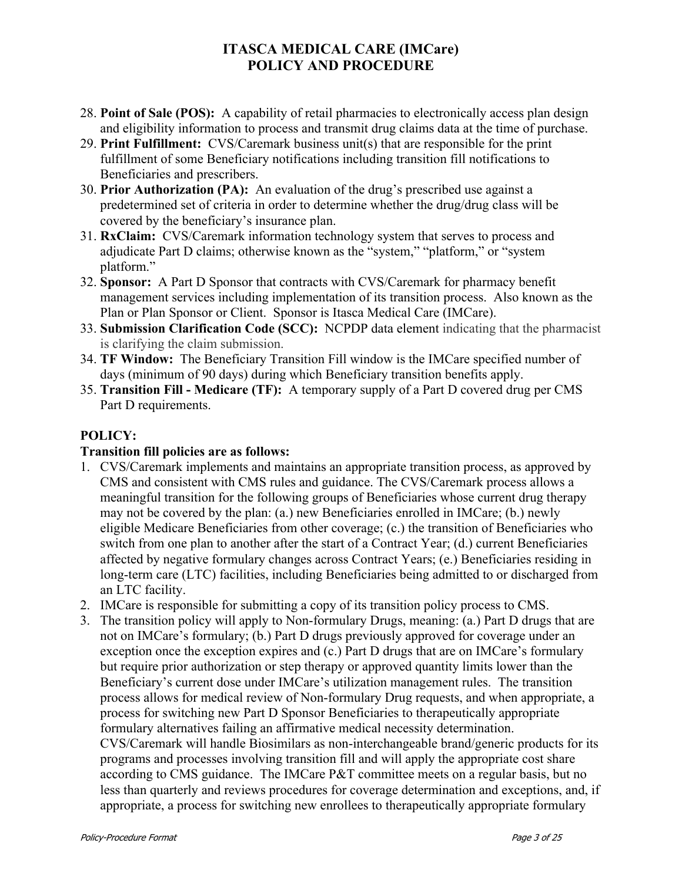# ITASCA MEDICAL CARE (IMCare)
# POLICY AND PROCEDURE

28. **Point of Sale (POS):** A capability of retail pharmacies to electronically access plan design and eligibility information to process and transmit drug claims data at the time of purchase.
29. **Print Fulfillment:** CVS/Caremark business unit(s) that are responsible for the print fulfillment of some Beneficiary notifications including transition fill notifications to Beneficiaries and prescribers.
30. **Prior Authorization (PA):** An evaluation of the drug's prescribed use against a predetermined set of criteria in order to determine whether the drug/drug class will be covered by the beneficiary's insurance plan.
31. **RxClaim:** CVS/Caremark information technology system that serves to process and adjudicate Part D claims; otherwise known as the "system," "platform," or "system platform."
32. **Sponsor:** A Part D Sponsor that contracts with CVS/Caremark for pharmacy benefit management services including implementation of its transition process. Also known as the Plan or Plan Sponsor or Client. Sponsor is Itasca Medical Care (IMCare).
33. **Submission Clarification Code (SCC):** NCPDP data element indicating that the pharmacist is clarifying the claim submission.
34. **TF Window:** The Beneficiary Transition Fill window is the IMCare specified number of days (minimum of 90 days) during which Beneficiary transition benefits apply.
35. **Transition Fill - Medicare (TF):** A temporary supply of a Part D covered drug per CMS Part D requirements.

## POLICY:

**Transition fill policies are as follows:**

1. CVS/Caremark implements and maintains an appropriate transition process, as approved by CMS and consistent with CMS rules and guidance. The CVS/Caremark process allows a meaningful transition for the following groups of Beneficiaries whose current drug therapy may not be covered by the plan: (a.) new Beneficiaries enrolled in IMCare; (b.) newly eligible Medicare Beneficiaries from other coverage; (c.) the transition of Beneficiaries who switch from one plan to another after the start of a Contract Year; (d.) current Beneficiaries affected by negative formulary changes across Contract Years; (e.) Beneficiaries residing in long-term care (LTC) facilities, including Beneficiaries being admitted to or discharged from an LTC facility.
2. IMCare is responsible for submitting a copy of its transition policy process to CMS.
3. The transition policy will apply to Non-formulary Drugs, meaning: (a.) Part D drugs that are not on IMCare's formulary; (b.) Part D drugs previously approved for coverage under an exception once the exception expires and (c.) Part D drugs that are on IMCare's formulary but require prior authorization or step therapy or approved quantity limits lower than the Beneficiary's current dose under IMCare's utilization management rules. The transition process allows for medical review of Non-formulary Drug requests, and when appropriate, a process for switching new Part D Sponsor Beneficiaries to therapeutically appropriate formulary alternatives failing an affirmative medical necessity determination. CVS/Caremark will handle Biosimilars as non-interchangeable brand/generic products for its programs and processes involving transition fill and will apply the appropriate cost share according to CMS guidance. The IMCare P&T committee meets on a regular basis, but no less than quarterly and reviews procedures for coverage determination and exceptions, and, if appropriate, a process for switching new enrollees to therapeutically appropriate formulary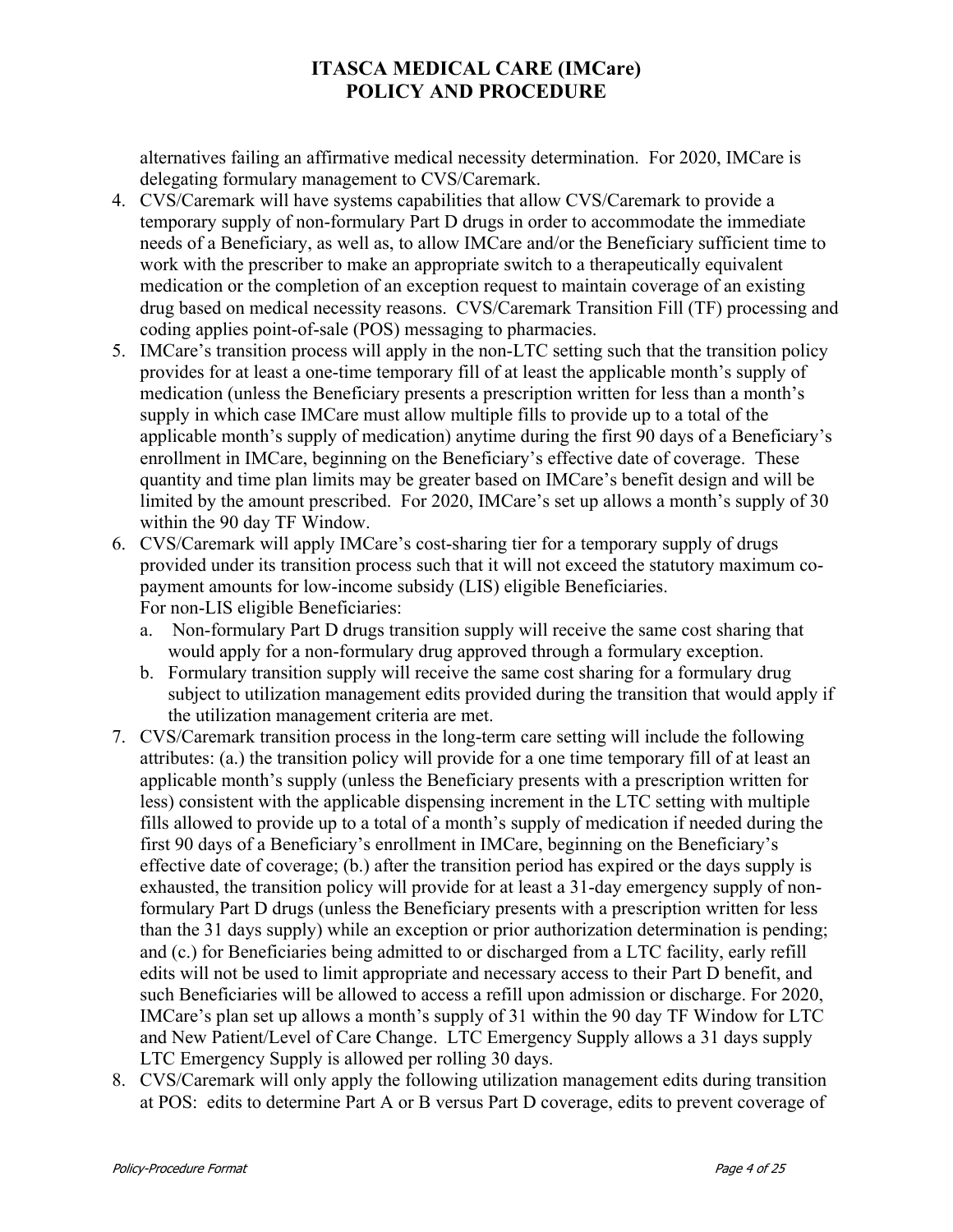alternatives failing an affirmative medical necessity determination. For 2020, IMCare is delegating formulary management to CVS/Caremark.

4. CVS/Caremark will have systems capabilities that allow CVS/Caremark to provide a temporary supply of non-formulary Part D drugs in order to accommodate the immediate needs of a Beneficiary, as well as, to allow IMCare and/or the Beneficiary sufficient time to work with the prescriber to make an appropriate switch to a therapeutically equivalent medication or the completion of an exception request to maintain coverage of an existing drug based on medical necessity reasons. CVS/Caremark Transition Fill (TF) processing and coding applies point-of-sale (POS) messaging to pharmacies.
5. IMCare's transition process will apply in the non-LTC setting such that the transition policy provides for at least a one-time temporary fill of at least the applicable month's supply of medication (unless the Beneficiary presents a prescription written for less than a month's supply in which case IMCare must allow multiple fills to provide up to a total of the applicable month's supply of medication) anytime during the first 90 days of a Beneficiary's enrollment in IMCare, beginning on the Beneficiary's effective date of coverage. These quantity and time plan limits may be greater based on IMCare's benefit design and will be limited by the amount prescribed. For 2020, IMCare's set up allows a month's supply of 30 within the 90 day TF Window.
6. CVS/Caremark will apply IMCare's cost-sharing tier for a temporary supply of drugs provided under its transition process such that it will not exceed the statutory maximum co-payment amounts for low-income subsidy (LIS) eligible Beneficiaries.
   For non-LIS eligible Beneficiaries:
   a. Non-formulary Part D drugs transition supply will receive the same cost sharing that would apply for a non-formulary drug approved through a formulary exception.
   b. Formulary transition supply will receive the same cost sharing for a formulary drug subject to utilization management edits provided during the transition that would apply if the utilization management criteria are met.
7. CVS/Caremark transition process in the long-term care setting will include the following attributes: (a.) the transition policy will provide for a one time temporary fill of at least an applicable month's supply (unless the Beneficiary presents with a prescription written for less) consistent with the applicable dispensing increment in the LTC setting with multiple fills allowed to provide up to a total of a month's supply of medication if needed during the first 90 days of a Beneficiary's enrollment in IMCare, beginning on the Beneficiary's effective date of coverage; (b.) after the transition period has expired or the days supply is exhausted, the transition policy will provide for at least a 31-day emergency supply of non-formulary Part D drugs (unless the Beneficiary presents with a prescription written for less than the 31 days supply) while an exception or prior authorization determination is pending; and (c.) for Beneficiaries being admitted to or discharged from a LTC facility, early refill edits will not be used to limit appropriate and necessary access to their Part D benefit, and such Beneficiaries will be allowed to access a refill upon admission or discharge. For 2020, IMCare's plan set up allows a month's supply of 31 within the 90 day TF Window for LTC and New Patient/Level of Care Change. LTC Emergency Supply allows a 31 days supply LTC Emergency Supply is allowed per rolling 30 days.
8. CVS/Caremark will only apply the following utilization management edits during transition at POS: edits to determine Part A or B versus Part D coverage, edits to prevent coverage of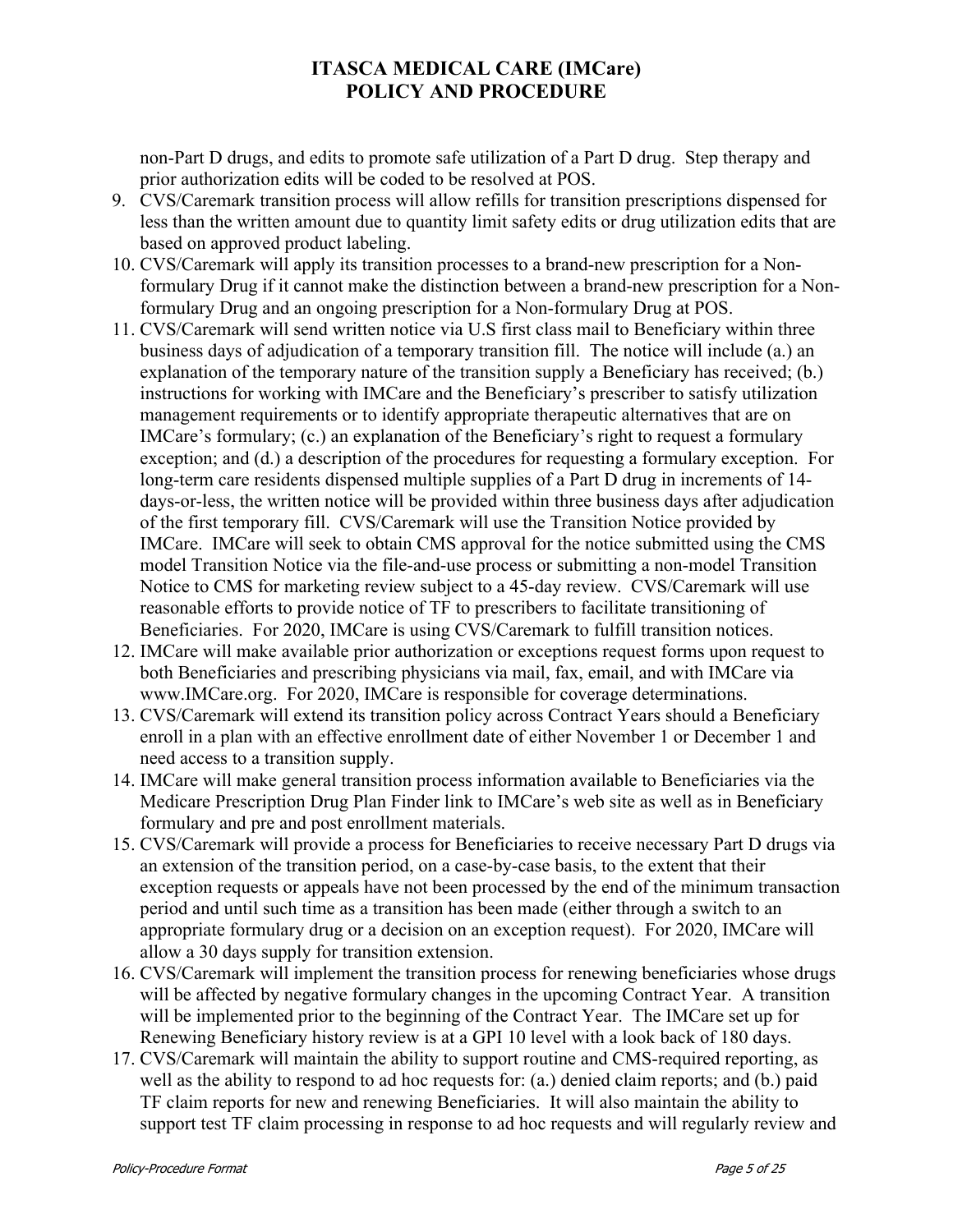# ITASCA MEDICAL CARE (IMCare)
# POLICY AND PROCEDURE

non-Part D drugs, and edits to promote safe utilization of a Part D drug. Step therapy and prior authorization edits will be coded to be resolved at POS.

9. CVS/Caremark transition process will allow refills for transition prescriptions dispensed for less than the written amount due to quantity limit safety edits or drug utilization edits that are based on approved product labeling.
10. CVS/Caremark will apply its transition processes to a brand-new prescription for a Non-formulary Drug if it cannot make the distinction between a brand-new prescription for a Non-formulary Drug and an ongoing prescription for a Non-formulary Drug at POS.
11. CVS/Caremark will send written notice via U.S first class mail to Beneficiary within three business days of adjudication of a temporary transition fill. The notice will include (a.) an explanation of the temporary nature of the transition supply a Beneficiary has received; (b.) instructions for working with IMCare and the Beneficiary's prescriber to satisfy utilization management requirements or to identify appropriate therapeutic alternatives that are on IMCare's formulary; (c.) an explanation of the Beneficiary's right to request a formulary exception; and (d.) a description of the procedures for requesting a formulary exception. For long-term care residents dispensed multiple supplies of a Part D drug in increments of 14-days-or-less, the written notice will be provided within three business days after adjudication of the first temporary fill. CVS/Caremark will use the Transition Notice provided by IMCare. IMCare will seek to obtain CMS approval for the notice submitted using the CMS model Transition Notice via the file-and-use process or submitting a non-model Transition Notice to CMS for marketing review subject to a 45-day review. CVS/Caremark will use reasonable efforts to provide notice of TF to prescribers to facilitate transitioning of Beneficiaries. For 2020, IMCare is using CVS/Caremark to fulfill transition notices.
12. IMCare will make available prior authorization or exceptions request forms upon request to both Beneficiaries and prescribing physicians via mail, fax, email, and with IMCare via www.IMCare.org. For 2020, IMCare is responsible for coverage determinations.
13. CVS/Caremark will extend its transition policy across Contract Years should a Beneficiary enroll in a plan with an effective enrollment date of either November 1 or December 1 and need access to a transition supply.
14. IMCare will make general transition process information available to Beneficiaries via the Medicare Prescription Drug Plan Finder link to IMCare's web site as well as in Beneficiary formulary and pre and post enrollment materials.
15. CVS/Caremark will provide a process for Beneficiaries to receive necessary Part D drugs via an extension of the transition period, on a case-by-case basis, to the extent that their exception requests or appeals have not been processed by the end of the minimum transaction period and until such time as a transition has been made (either through a switch to an appropriate formulary drug or a decision on an exception request). For 2020, IMCare will allow a 30 days supply for transition extension.
16. CVS/Caremark will implement the transition process for renewing beneficiaries whose drugs will be affected by negative formulary changes in the upcoming Contract Year. A transition will be implemented prior to the beginning of the Contract Year. The IMCare set up for Renewing Beneficiary history review is at a GPI 10 level with a look back of 180 days.
17. CVS/Caremark will maintain the ability to support routine and CMS-required reporting, as well as the ability to respond to ad hoc requests for: (a.) denied claim reports; and (b.) paid TF claim reports for new and renewing Beneficiaries. It will also maintain the ability to support test TF claim processing in response to ad hoc requests and will regularly review and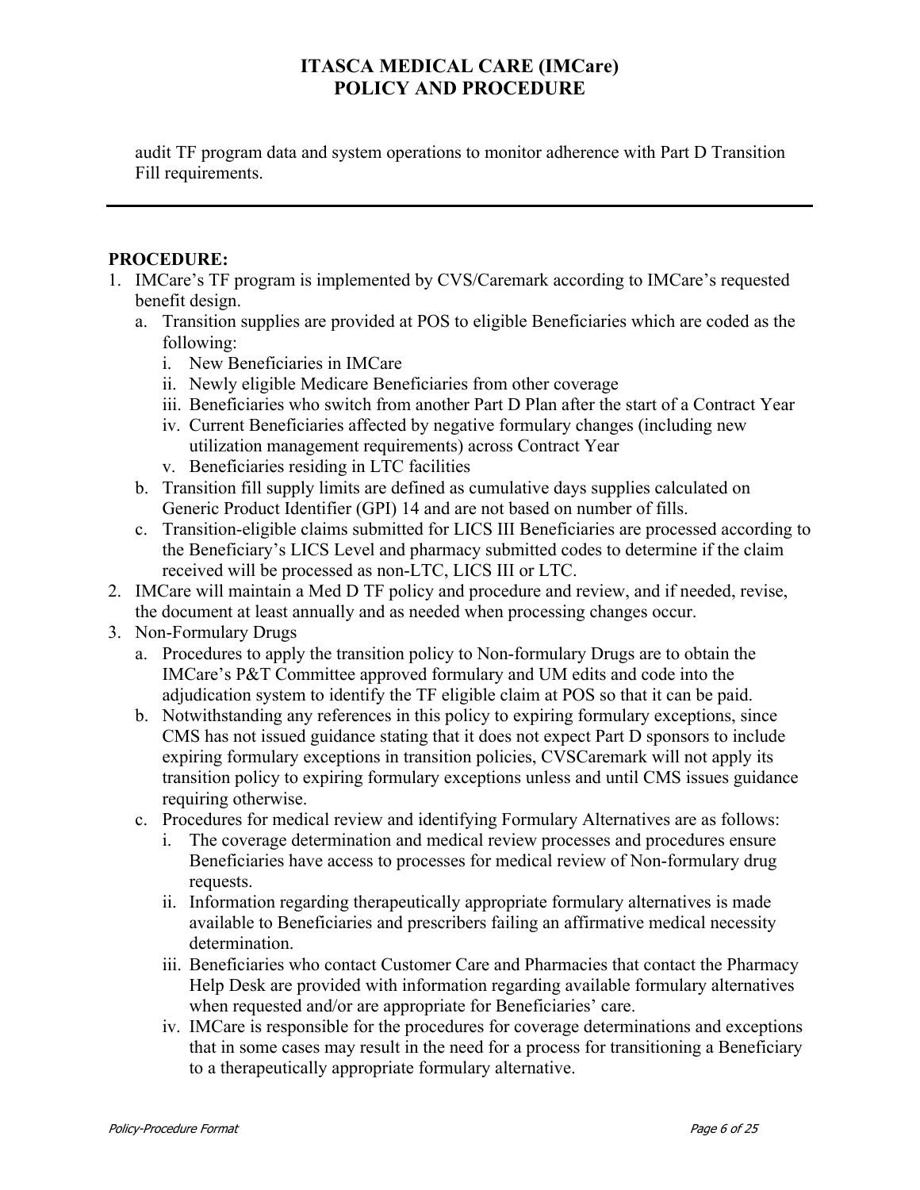audit TF program data and system operations to monitor adherence with Part D Transition Fill requirements.

---

**PROCEDURE:**

1. IMCare's TF program is implemented by CVS/Caremark according to IMCare's requested benefit design.
   a. Transition supplies are provided at POS to eligible Beneficiaries which are coded as the following:
      i. New Beneficiaries in IMCare
      ii. Newly eligible Medicare Beneficiaries from other coverage
      iii. Beneficiaries who switch from another Part D Plan after the start of a Contract Year
      iv. Current Beneficiaries affected by negative formulary changes (including new utilization management requirements) across Contract Year
      v. Beneficiaries residing in LTC facilities
   b. Transition fill supply limits are defined as cumulative days supplies calculated on Generic Product Identifier (GPI) 14 and are not based on number of fills.
   c. Transition-eligible claims submitted for LICS III Beneficiaries are processed according to the Beneficiary's LICS Level and pharmacy submitted codes to determine if the claim received will be processed as non-LTC, LICS III or LTC.
2. IMCare will maintain a Med D TF policy and procedure and review, and if needed, revise, the document at least annually and as needed when processing changes occur.
3. Non-Formulary Drugs
   a. Procedures to apply the transition policy to Non-formulary Drugs are to obtain the IMCare's P&T Committee approved formulary and UM edits and code into the adjudication system to identify the TF eligible claim at POS so that it can be paid.
   b. Notwithstanding any references in this policy to expiring formulary exceptions, since CMS has not issued guidance stating that it does not expect Part D sponsors to include expiring formulary exceptions in transition policies, CVSCaremark will not apply its transition policy to expiring formulary exceptions unless and until CMS issues guidance requiring otherwise.
   c. Procedures for medical review and identifying Formulary Alternatives are as follows:
      i. The coverage determination and medical review processes and procedures ensure Beneficiaries have access to processes for medical review of Non-formulary drug requests.
      ii. Information regarding therapeutically appropriate formulary alternatives is made available to Beneficiaries and prescribers failing an affirmative medical necessity determination.
      iii. Beneficiaries who contact Customer Care and Pharmacies that contact the Pharmacy Help Desk are provided with information regarding available formulary alternatives when requested and/or are appropriate for Beneficiaries' care.
      iv. IMCare is responsible for the procedures for coverage determinations and exceptions that in some cases may result in the need for a process for transitioning a Beneficiary to a therapeutically appropriate formulary alternative.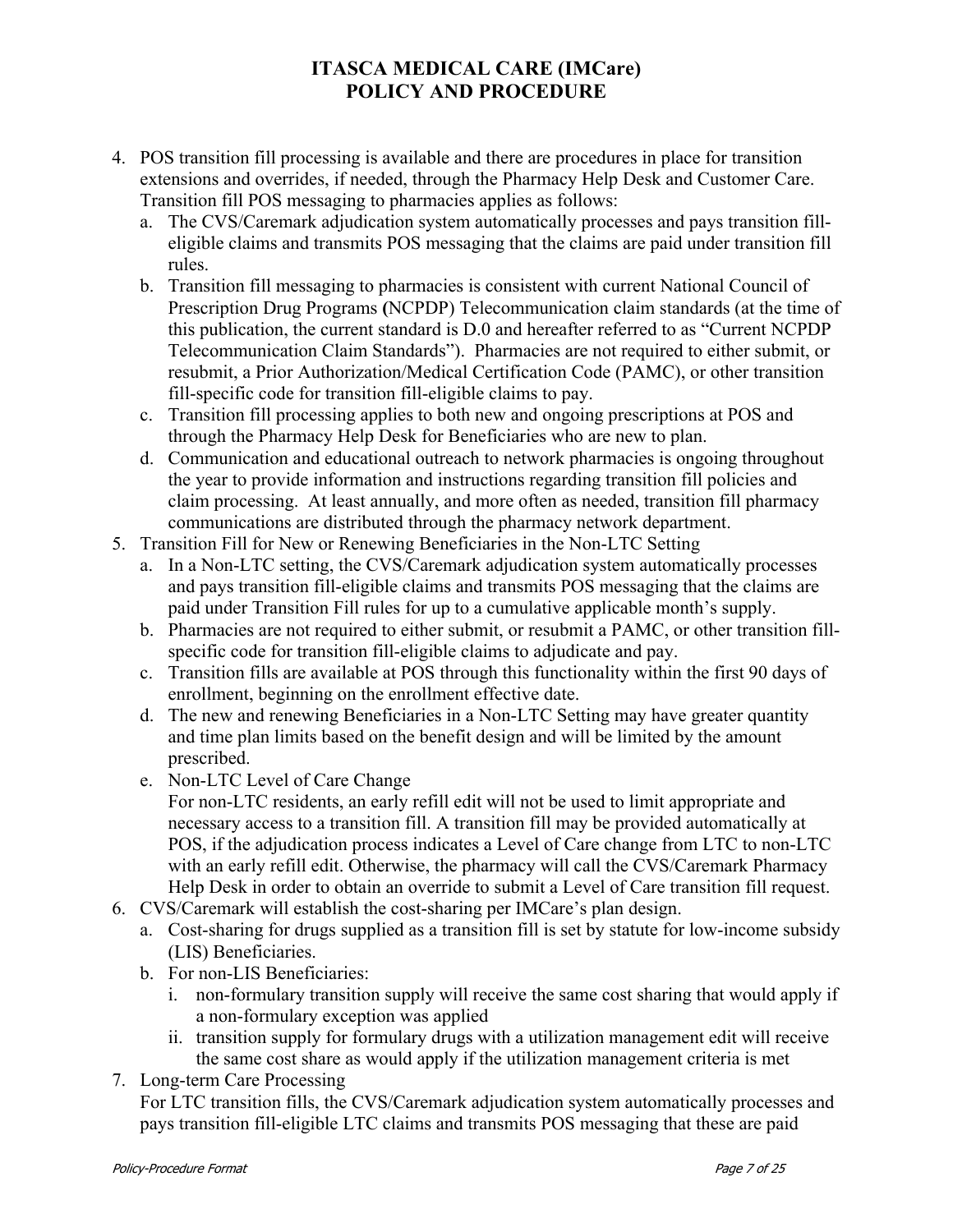# ITASCA MEDICAL CARE (IMCare) POLICY AND PROCEDURE

4. POS transition fill processing is available and there are procedures in place for transition extensions and overrides, if needed, through the Pharmacy Help Desk and Customer Care. Transition fill POS messaging to pharmacies applies as follows:
   a. The CVS/Caremark adjudication system automatically processes and pays transition fill-eligible claims and transmits POS messaging that the claims are paid under transition fill rules.
   b. Transition fill messaging to pharmacies is consistent with current National Council of Prescription Drug Programs **(**NCPDP) Telecommunication claim standards (at the time of this publication, the current standard is D.0 and hereafter referred to as "Current NCPDP Telecommunication Claim Standards"). Pharmacies are not required to either submit, or resubmit, a Prior Authorization/Medical Certification Code (PAMC), or other transition fill-specific code for transition fill-eligible claims to pay.
   c. Transition fill processing applies to both new and ongoing prescriptions at POS and through the Pharmacy Help Desk for Beneficiaries who are new to plan.
   d. Communication and educational outreach to network pharmacies is ongoing throughout the year to provide information and instructions regarding transition fill policies and claim processing. At least annually, and more often as needed, transition fill pharmacy communications are distributed through the pharmacy network department.
5. Transition Fill for New or Renewing Beneficiaries in the Non-LTC Setting
   a. In a Non-LTC setting, the CVS/Caremark adjudication system automatically processes and pays transition fill-eligible claims and transmits POS messaging that the claims are paid under Transition Fill rules for up to a cumulative applicable month's supply.
   b. Pharmacies are not required to either submit, or resubmit a PAMC, or other transition fill-specific code for transition fill-eligible claims to adjudicate and pay.
   c. Transition fills are available at POS through this functionality within the first 90 days of enrollment, beginning on the enrollment effective date.
   d. The new and renewing Beneficiaries in a Non-LTC Setting may have greater quantity and time plan limits based on the benefit design and will be limited by the amount prescribed.
   e. Non-LTC Level of Care Change
      For non-LTC residents, an early refill edit will not be used to limit appropriate and necessary access to a transition fill. A transition fill may be provided automatically at POS, if the adjudication process indicates a Level of Care change from LTC to non-LTC with an early refill edit. Otherwise, the pharmacy will call the CVS/Caremark Pharmacy Help Desk in order to obtain an override to submit a Level of Care transition fill request.
6. CVS/Caremark will establish the cost-sharing per IMCare's plan design.
   a. Cost-sharing for drugs supplied as a transition fill is set by statute for low-income subsidy (LIS) Beneficiaries.
   b. For non-LIS Beneficiaries:
      i. non-formulary transition supply will receive the same cost sharing that would apply if a non-formulary exception was applied
      ii. transition supply for formulary drugs with a utilization management edit will receive the same cost share as would apply if the utilization management criteria is met
7. Long-term Care Processing
   For LTC transition fills, the CVS/Caremark adjudication system automatically processes and pays transition fill-eligible LTC claims and transmits POS messaging that these are paid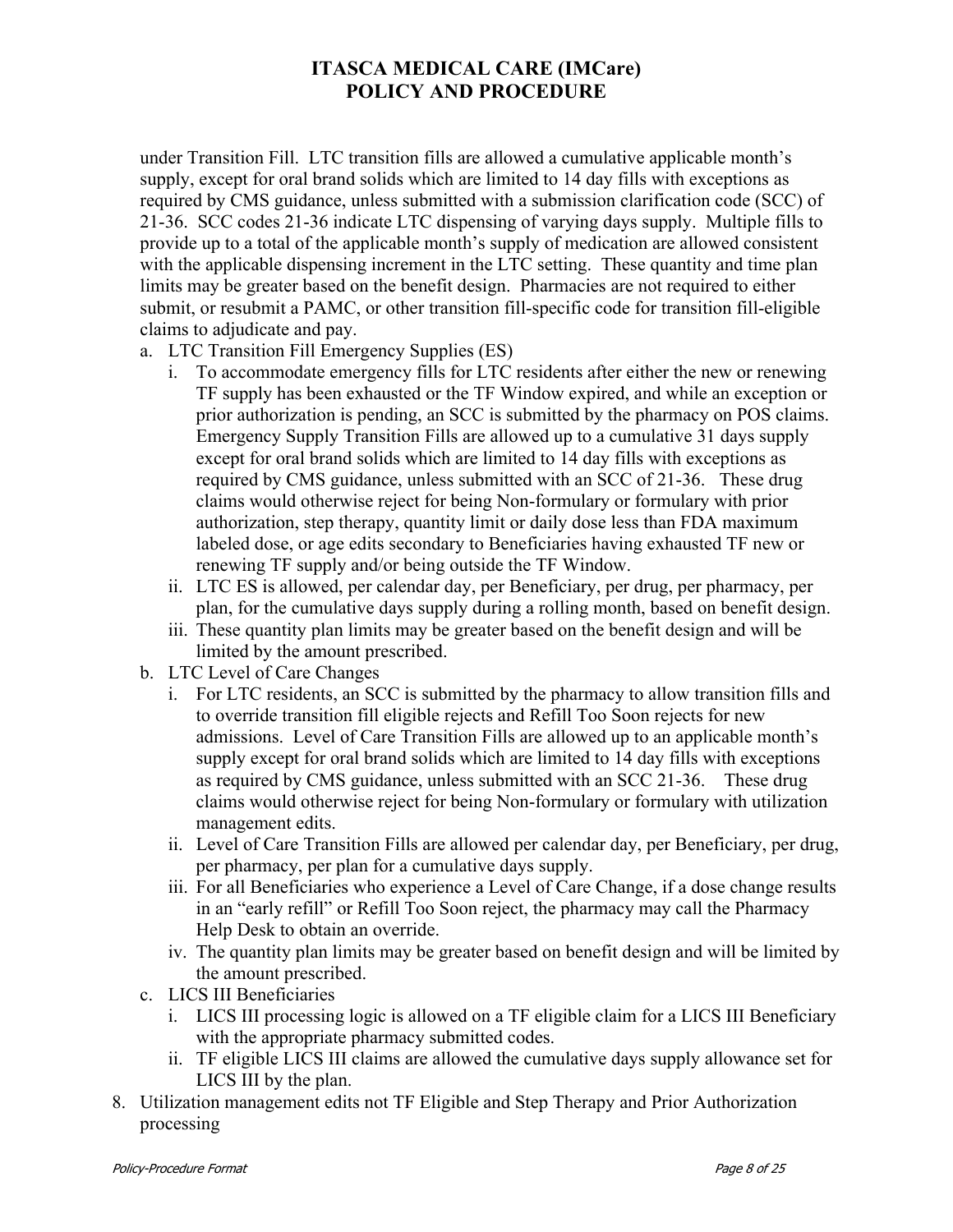under Transition Fill. LTC transition fills are allowed a cumulative applicable month's supply, except for oral brand solids which are limited to 14 day fills with exceptions as required by CMS guidance, unless submitted with a submission clarification code (SCC) of 21-36. SCC codes 21-36 indicate LTC dispensing of varying days supply. Multiple fills to provide up to a total of the applicable month's supply of medication are allowed consistent with the applicable dispensing increment in the LTC setting. These quantity and time plan limits may be greater based on the benefit design. Pharmacies are not required to either submit, or resubmit a PAMC, or other transition fill-specific code for transition fill-eligible claims to adjudicate and pay.

a. LTC Transition Fill Emergency Supplies (ES)
   i. To accommodate emergency fills for LTC residents after either the new or renewing TF supply has been exhausted or the TF Window expired, and while an exception or prior authorization is pending, an SCC is submitted by the pharmacy on POS claims. Emergency Supply Transition Fills are allowed up to a cumulative 31 days supply except for oral brand solids which are limited to 14 day fills with exceptions as required by CMS guidance, unless submitted with an SCC of 21-36. These drug claims would otherwise reject for being Non-formulary or formulary with prior authorization, step therapy, quantity limit or daily dose less than FDA maximum labeled dose, or age edits secondary to Beneficiaries having exhausted TF new or renewing TF supply and/or being outside the TF Window.
   ii. LTC ES is allowed, per calendar day, per Beneficiary, per drug, per pharmacy, per plan, for the cumulative days supply during a rolling month, based on benefit design.
   iii. These quantity plan limits may be greater based on the benefit design and will be limited by the amount prescribed.
b. LTC Level of Care Changes
   i. For LTC residents, an SCC is submitted by the pharmacy to allow transition fills and to override transition fill eligible rejects and Refill Too Soon rejects for new admissions. Level of Care Transition Fills are allowed up to an applicable month's supply except for oral brand solids which are limited to 14 day fills with exceptions as required by CMS guidance, unless submitted with an SCC 21-36. These drug claims would otherwise reject for being Non-formulary or formulary with utilization management edits.
   ii. Level of Care Transition Fills are allowed per calendar day, per Beneficiary, per drug, per pharmacy, per plan for a cumulative days supply.
   iii. For all Beneficiaries who experience a Level of Care Change, if a dose change results in an "early refill" or Refill Too Soon reject, the pharmacy may call the Pharmacy Help Desk to obtain an override.
   iv. The quantity plan limits may be greater based on benefit design and will be limited by the amount prescribed.
c. LICS III Beneficiaries
   i. LICS III processing logic is allowed on a TF eligible claim for a LICS III Beneficiary with the appropriate pharmacy submitted codes.
   ii. TF eligible LICS III claims are allowed the cumulative days supply allowance set for LICS III by the plan.

8. Utilization management edits not TF Eligible and Step Therapy and Prior Authorization processing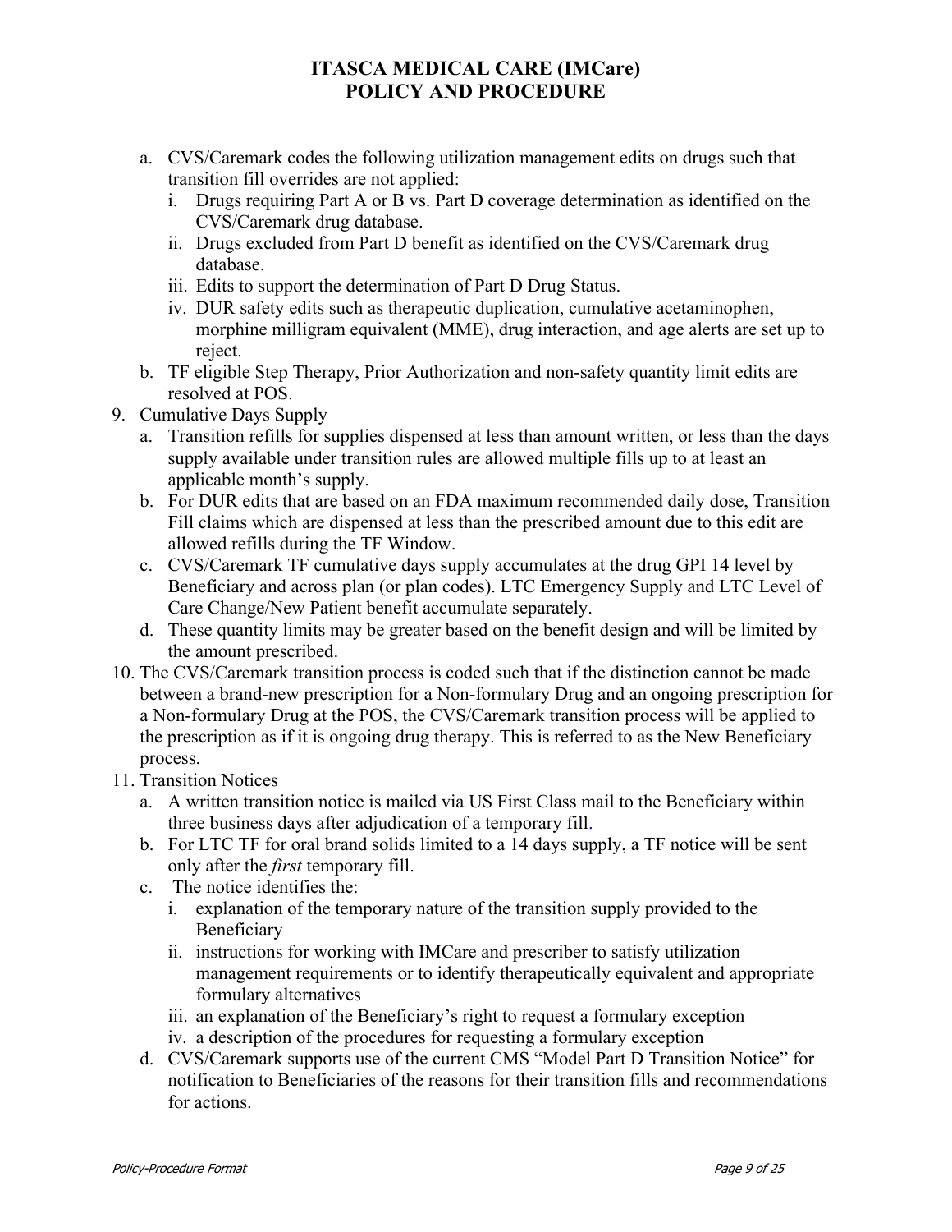# ITASCA MEDICAL CARE (IMCare) POLICY AND PROCEDURE

   a. CVS/Caremark codes the following utilization management edits on drugs such that transition fill overrides are not applied:
      i. Drugs requiring Part A or B vs. Part D coverage determination as identified on the CVS/Caremark drug database.
      ii. Drugs excluded from Part D benefit as identified on the CVS/Caremark drug database.
      iii. Edits to support the determination of Part D Drug Status.
      iv. DUR safety edits such as therapeutic duplication, cumulative acetaminophen, morphine milligram equivalent (MME), drug interaction, and age alerts are set up to reject.
   b. TF eligible Step Therapy, Prior Authorization and non-safety quantity limit edits are resolved at POS.

9. Cumulative Days Supply
   a. Transition refills for supplies dispensed at less than amount written, or less than the days supply available under transition rules are allowed multiple fills up to at least an applicable month's supply.
   b. For DUR edits that are based on an FDA maximum recommended daily dose, Transition Fill claims which are dispensed at less than the prescribed amount due to this edit are allowed refills during the TF Window.
   c. CVS/Caremark TF cumulative days supply accumulates at the drug GPI 14 level by Beneficiary and across plan (or plan codes). LTC Emergency Supply and LTC Level of Care Change/New Patient benefit accumulate separately.
   d. These quantity limits may be greater based on the benefit design and will be limited by the amount prescribed.

10. The CVS/Caremark transition process is coded such that if the distinction cannot be made between a brand-new prescription for a Non-formulary Drug and an ongoing prescription for a Non-formulary Drug at the POS, the CVS/Caremark transition process will be applied to the prescription as if it is ongoing drug therapy. This is referred to as the New Beneficiary process.

11. Transition Notices
   a. A written transition notice is mailed via US First Class mail to the Beneficiary within three business days after adjudication of a temporary fill.
   b. For LTC TF for oral brand solids limited to a 14 days supply, a TF notice will be sent only after the *first* temporary fill.
   c. The notice identifies the:
      i. explanation of the temporary nature of the transition supply provided to the Beneficiary
      ii. instructions for working with IMCare and prescriber to satisfy utilization management requirements or to identify therapeutically equivalent and appropriate formulary alternatives
      iii. an explanation of the Beneficiary's right to request a formulary exception
      iv. a description of the procedures for requesting a formulary exception
   d. CVS/Caremark supports use of the current CMS "Model Part D Transition Notice" for notification to Beneficiaries of the reasons for their transition fills and recommendations for actions.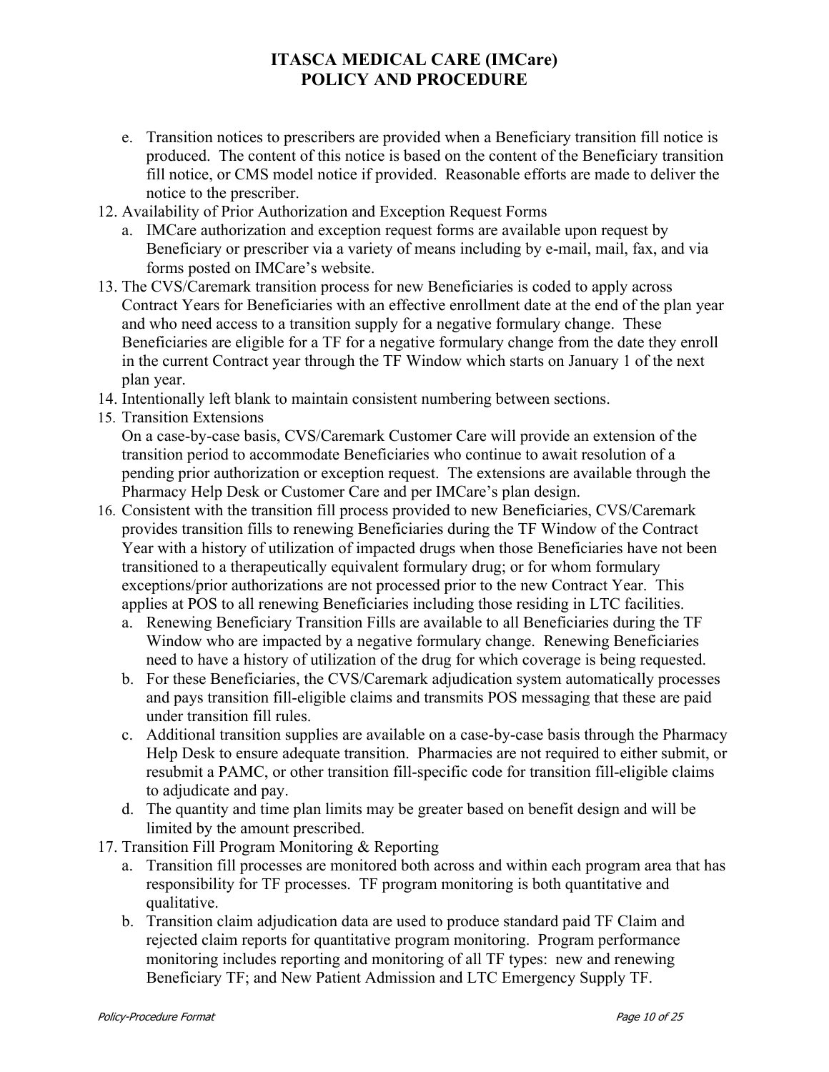# ITASCA MEDICAL CARE (IMCare)
# POLICY AND PROCEDURE

   e. Transition notices to prescribers are provided when a Beneficiary transition fill notice is produced. The content of this notice is based on the content of the Beneficiary transition fill notice, or CMS model notice if provided. Reasonable efforts are made to deliver the notice to the prescriber.

12. Availability of Prior Authorization and Exception Request Forms
    a. IMCare authorization and exception request forms are available upon request by Beneficiary or prescriber via a variety of means including by e-mail, mail, fax, and via forms posted on IMCare's website.
13. The CVS/Caremark transition process for new Beneficiaries is coded to apply across Contract Years for Beneficiaries with an effective enrollment date at the end of the plan year and who need access to a transition supply for a negative formulary change. These Beneficiaries are eligible for a TF for a negative formulary change from the date they enroll in the current Contract year through the TF Window which starts on January 1 of the next plan year.
14. Intentionally left blank to maintain consistent numbering between sections.
15. Transition Extensions
    On a case-by-case basis, CVS/Caremark Customer Care will provide an extension of the transition period to accommodate Beneficiaries who continue to await resolution of a pending prior authorization or exception request. The extensions are available through the Pharmacy Help Desk or Customer Care and per IMCare's plan design.
16. Consistent with the transition fill process provided to new Beneficiaries, CVS/Caremark provides transition fills to renewing Beneficiaries during the TF Window of the Contract Year with a history of utilization of impacted drugs when those Beneficiaries have not been transitioned to a therapeutically equivalent formulary drug; or for whom formulary exceptions/prior authorizations are not processed prior to the new Contract Year. This applies at POS to all renewing Beneficiaries including those residing in LTC facilities.
    a. Renewing Beneficiary Transition Fills are available to all Beneficiaries during the TF Window who are impacted by a negative formulary change. Renewing Beneficiaries need to have a history of utilization of the drug for which coverage is being requested.
    b. For these Beneficiaries, the CVS/Caremark adjudication system automatically processes and pays transition fill-eligible claims and transmits POS messaging that these are paid under transition fill rules.
    c. Additional transition supplies are available on a case-by-case basis through the Pharmacy Help Desk to ensure adequate transition. Pharmacies are not required to either submit, or resubmit a PAMC, or other transition fill-specific code for transition fill-eligible claims to adjudicate and pay.
    d. The quantity and time plan limits may be greater based on benefit design and will be limited by the amount prescribed.
17. Transition Fill Program Monitoring & Reporting
    a. Transition fill processes are monitored both across and within each program area that has responsibility for TF processes. TF program monitoring is both quantitative and qualitative.
    b. Transition claim adjudication data are used to produce standard paid TF Claim and rejected claim reports for quantitative program monitoring. Program performance monitoring includes reporting and monitoring of all TF types: new and renewing Beneficiary TF; and New Patient Admission and LTC Emergency Supply TF.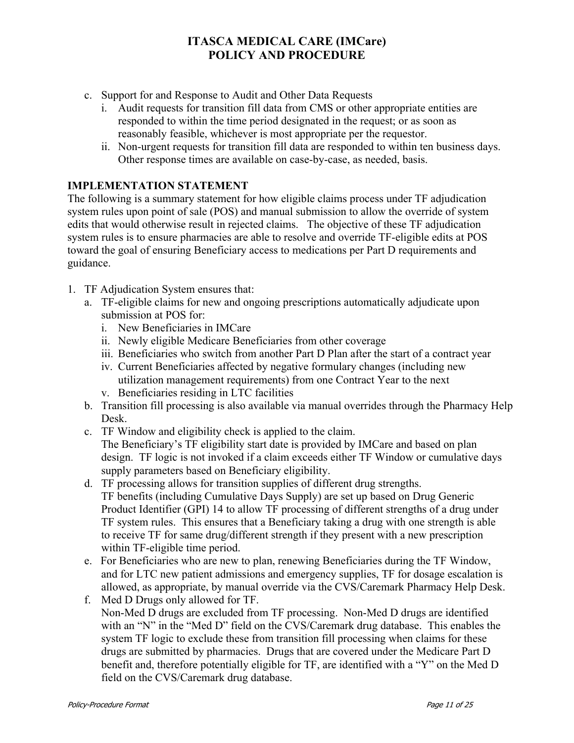c. Support for and Response to Audit and Other Data Requests
   i. Audit requests for transition fill data from CMS or other appropriate entities are responded to within the time period designated in the request; or as soon as reasonably feasible, whichever is most appropriate per the requestor.
   ii. Non-urgent requests for transition fill data are responded to within ten business days. Other response times are available on case-by-case, as needed, basis.

**IMPLEMENTATION STATEMENT**

The following is a summary statement for how eligible claims process under TF adjudication system rules upon point of sale (POS) and manual submission to allow the override of system edits that would otherwise result in rejected claims. The objective of these TF adjudication system rules is to ensure pharmacies are able to resolve and override TF-eligible edits at POS toward the goal of ensuring Beneficiary access to medications per Part D requirements and guidance.

1. TF Adjudication System ensures that:
   a. TF-eligible claims for new and ongoing prescriptions automatically adjudicate upon submission at POS for:
      i. New Beneficiaries in IMCare
      ii. Newly eligible Medicare Beneficiaries from other coverage
      iii. Beneficiaries who switch from another Part D Plan after the start of a contract year
      iv. Current Beneficiaries affected by negative formulary changes (including new utilization management requirements) from one Contract Year to the next
      v. Beneficiaries residing in LTC facilities
   b. Transition fill processing is also available via manual overrides through the Pharmacy Help Desk.
   c. TF Window and eligibility check is applied to the claim.
      The Beneficiary's TF eligibility start date is provided by IMCare and based on plan design. TF logic is not invoked if a claim exceeds either TF Window or cumulative days supply parameters based on Beneficiary eligibility.
   d. TF processing allows for transition supplies of different drug strengths.
      TF benefits (including Cumulative Days Supply) are set up based on Drug Generic Product Identifier (GPI) 14 to allow TF processing of different strengths of a drug under TF system rules. This ensures that a Beneficiary taking a drug with one strength is able to receive TF for same drug/different strength if they present with a new prescription within TF-eligible time period.
   e. For Beneficiaries who are new to plan, renewing Beneficiaries during the TF Window, and for LTC new patient admissions and emergency supplies, TF for dosage escalation is allowed, as appropriate, by manual override via the CVS/Caremark Pharmacy Help Desk.
   f. Med D Drugs only allowed for TF.
      Non-Med D drugs are excluded from TF processing. Non-Med D drugs are identified with an "N" in the "Med D" field on the CVS/Caremark drug database. This enables the system TF logic to exclude these from transition fill processing when claims for these drugs are submitted by pharmacies. Drugs that are covered under the Medicare Part D benefit and, therefore potentially eligible for TF, are identified with a "Y" on the Med D field on the CVS/Caremark drug database.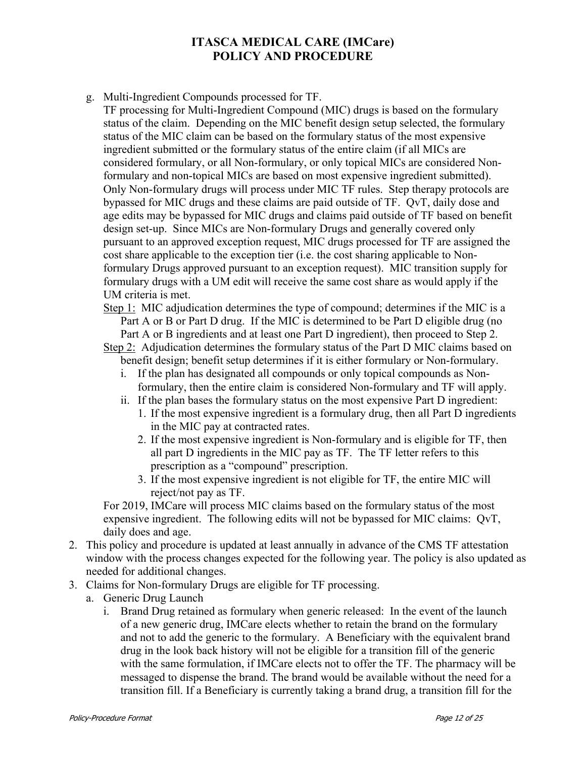# ITASCA MEDICAL CARE (IMCare) POLICY AND PROCEDURE

g. Multi-Ingredient Compounds processed for TF.
   TF processing for Multi-Ingredient Compound (MIC) drugs is based on the formulary status of the claim. Depending on the MIC benefit design setup selected, the formulary status of the MIC claim can be based on the formulary status of the most expensive ingredient submitted or the formulary status of the entire claim (if all MICs are considered formulary, or all Non-formulary, or only topical MICs are considered Non-formulary and non-topical MICs are based on most expensive ingredient submitted). Only Non-formulary drugs will process under MIC TF rules. Step therapy protocols are bypassed for MIC drugs and these claims are paid outside of TF. QvT, daily dose and age edits may be bypassed for MIC drugs and claims paid outside of TF based on benefit design set-up. Since MICs are Non-formulary Drugs and generally covered only pursuant to an approved exception request, MIC drugs processed for TF are assigned the cost share applicable to the exception tier (i.e. the cost sharing applicable to Non-formulary Drugs approved pursuant to an exception request). MIC transition supply for formulary drugs with a UM edit will receive the same cost share as would apply if the UM criteria is met.

   Step 1: MIC adjudication determines the type of compound; determines if the MIC is a Part A or B or Part D drug. If the MIC is determined to be Part D eligible drug (no Part A or B ingredients and at least one Part D ingredient), then proceed to Step 2.

   Step 2: Adjudication determines the formulary status of the Part D MIC claims based on benefit design; benefit setup determines if it is either formulary or Non-formulary.

   i. If the plan has designated all compounds or only topical compounds as Non-formulary, then the entire claim is considered Non-formulary and TF will apply.
   ii. If the plan bases the formulary status on the most expensive Part D ingredient:
      1. If the most expensive ingredient is a formulary drug, then all Part D ingredients in the MIC pay at contracted rates.
      2. If the most expensive ingredient is Non-formulary and is eligible for TF, then all part D ingredients in the MIC pay as TF. The TF letter refers to this prescription as a "compound" prescription.
      3. If the most expensive ingredient is not eligible for TF, the entire MIC will reject/not pay as TF.

   For 2019, IMCare will process MIC claims based on the formulary status of the most expensive ingredient. The following edits will not be bypassed for MIC claims: QvT, daily does and age.

2. This policy and procedure is updated at least annually in advance of the CMS TF attestation window with the process changes expected for the following year. The policy is also updated as needed for additional changes.
3. Claims for Non-formulary Drugs are eligible for TF processing.
   a. Generic Drug Launch
      i. Brand Drug retained as formulary when generic released: In the event of the launch of a new generic drug, IMCare elects whether to retain the brand on the formulary and not to add the generic to the formulary. A Beneficiary with the equivalent brand drug in the look back history will not be eligible for a transition fill of the generic with the same formulation, if IMCare elects not to offer the TF. The pharmacy will be messaged to dispense the brand. The brand would be available without the need for a transition fill. If a Beneficiary is currently taking a brand drug, a transition fill for the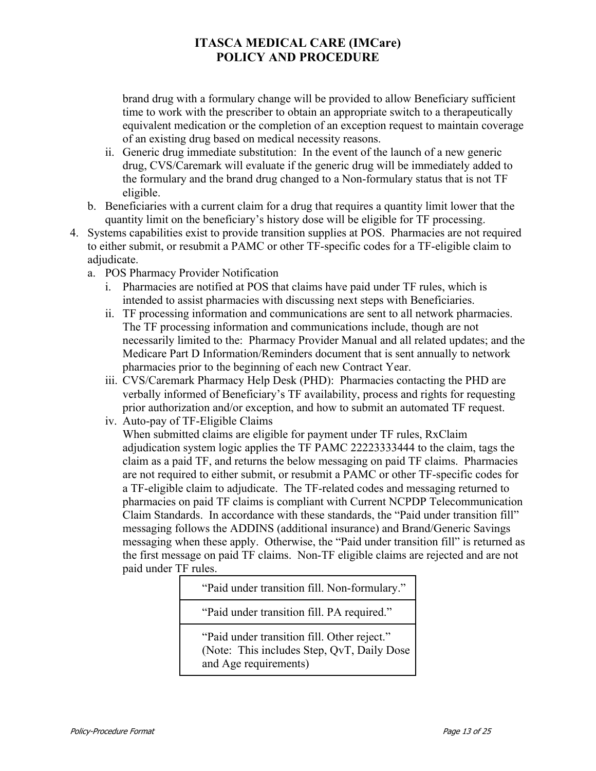brand drug with a formulary change will be provided to allow Beneficiary sufficient time to work with the prescriber to obtain an appropriate switch to a therapeutically equivalent medication or the completion of an exception request to maintain coverage of an existing drug based on medical necessity reasons.

   ii. Generic drug immediate substitution: In the event of the launch of a new generic drug, CVS/Caremark will evaluate if the generic drug will be immediately added to the formulary and the brand drug changed to a Non-formulary status that is not TF eligible.

   b. Beneficiaries with a current claim for a drug that requires a quantity limit lower that the quantity limit on the beneficiary's history dose will be eligible for TF processing.

4. Systems capabilities exist to provide transition supplies at POS. Pharmacies are not required to either submit, or resubmit a PAMC or other TF-specific codes for a TF-eligible claim to adjudicate.
   a. POS Pharmacy Provider Notification
      i. Pharmacies are notified at POS that claims have paid under TF rules, which is intended to assist pharmacies with discussing next steps with Beneficiaries.
      ii. TF processing information and communications are sent to all network pharmacies. The TF processing information and communications include, though are not necessarily limited to the: Pharmacy Provider Manual and all related updates; and the Medicare Part D Information/Reminders document that is sent annually to network pharmacies prior to the beginning of each new Contract Year.
      iii. CVS/Caremark Pharmacy Help Desk (PHD): Pharmacies contacting the PHD are verbally informed of Beneficiary's TF availability, process and rights for requesting prior authorization and/or exception, and how to submit an automated TF request.
      iv. Auto-pay of TF-Eligible Claims
      When submitted claims are eligible for payment under TF rules, RxClaim adjudication system logic applies the TF PAMC 22223333444 to the claim, tags the claim as a paid TF, and returns the below messaging on paid TF claims. Pharmacies are not required to either submit, or resubmit a PAMC or other TF-specific codes for a TF-eligible claim to adjudicate. The TF-related codes and messaging returned to pharmacies on paid TF claims is compliant with Current NCPDP Telecommunication Claim Standards. In accordance with these standards, the "Paid under transition fill" messaging follows the ADDINS (additional insurance) and Brand/Generic Savings messaging when these apply. Otherwise, the "Paid under transition fill" is returned as the first message on paid TF claims. Non-TF eligible claims are rejected and are not paid under TF rules.

| "Paid under transition fill. Non-formulary." |
|---|
| "Paid under transition fill. PA required." |
| "Paid under transition fill. Other reject." (Note: This includes Step, QvT, Daily Dose and Age requirements) |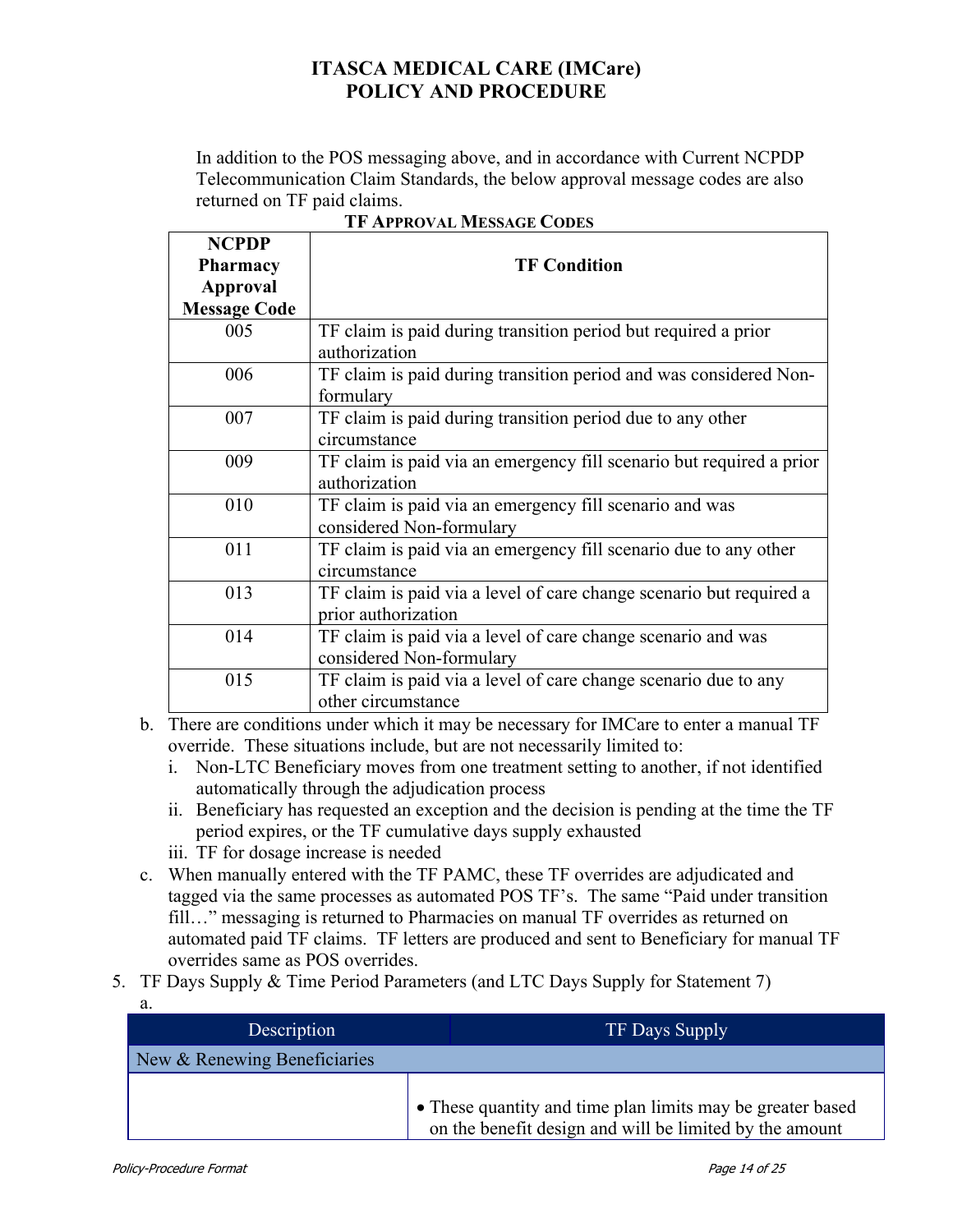In addition to the POS messaging above, and in accordance with Current NCPDP Telecommunication Claim Standards, the below approval message codes are also returned on TF paid claims.

**TF Approval Message Codes**

| NCPDP Pharmacy Approval Message Code | TF Condition |
|---|---|
| 005 | TF claim is paid during transition period but required a prior authorization |
| 006 | TF claim is paid during transition period and was considered Non-formulary |
| 007 | TF claim is paid during transition period due to any other circumstance |
| 009 | TF claim is paid via an emergency fill scenario but required a prior authorization |
| 010 | TF claim is paid via an emergency fill scenario and was considered Non-formulary |
| 011 | TF claim is paid via an emergency fill scenario due to any other circumstance |
| 013 | TF claim is paid via a level of care change scenario but required a prior authorization |
| 014 | TF claim is paid via a level of care change scenario and was considered Non-formulary |
| 015 | TF claim is paid via a level of care change scenario due to any other circumstance |

b. There are conditions under which it may be necessary for IMCare to enter a manual TF override. These situations include, but are not necessarily limited to:
   i. Non-LTC Beneficiary moves from one treatment setting to another, if not identified automatically through the adjudication process
   ii. Beneficiary has requested an exception and the decision is pending at the time the TF period expires, or the TF cumulative days supply exhausted
   iii. TF for dosage increase is needed

c. When manually entered with the TF PAMC, these TF overrides are adjudicated and tagged via the same processes as automated POS TF's. The same "Paid under transition fill…" messaging is returned to Pharmacies on manual TF overrides as returned on automated paid TF claims. TF letters are produced and sent to Beneficiary for manual TF overrides same as POS overrides.

5. TF Days Supply & Time Period Parameters (and LTC Days Supply for Statement 7)

   a.

| Description | TF Days Supply |
|---|---|
| New & Renewing Beneficiaries | |
| | • These quantity and time plan limits may be greater based on the benefit design and will be limited by the amount |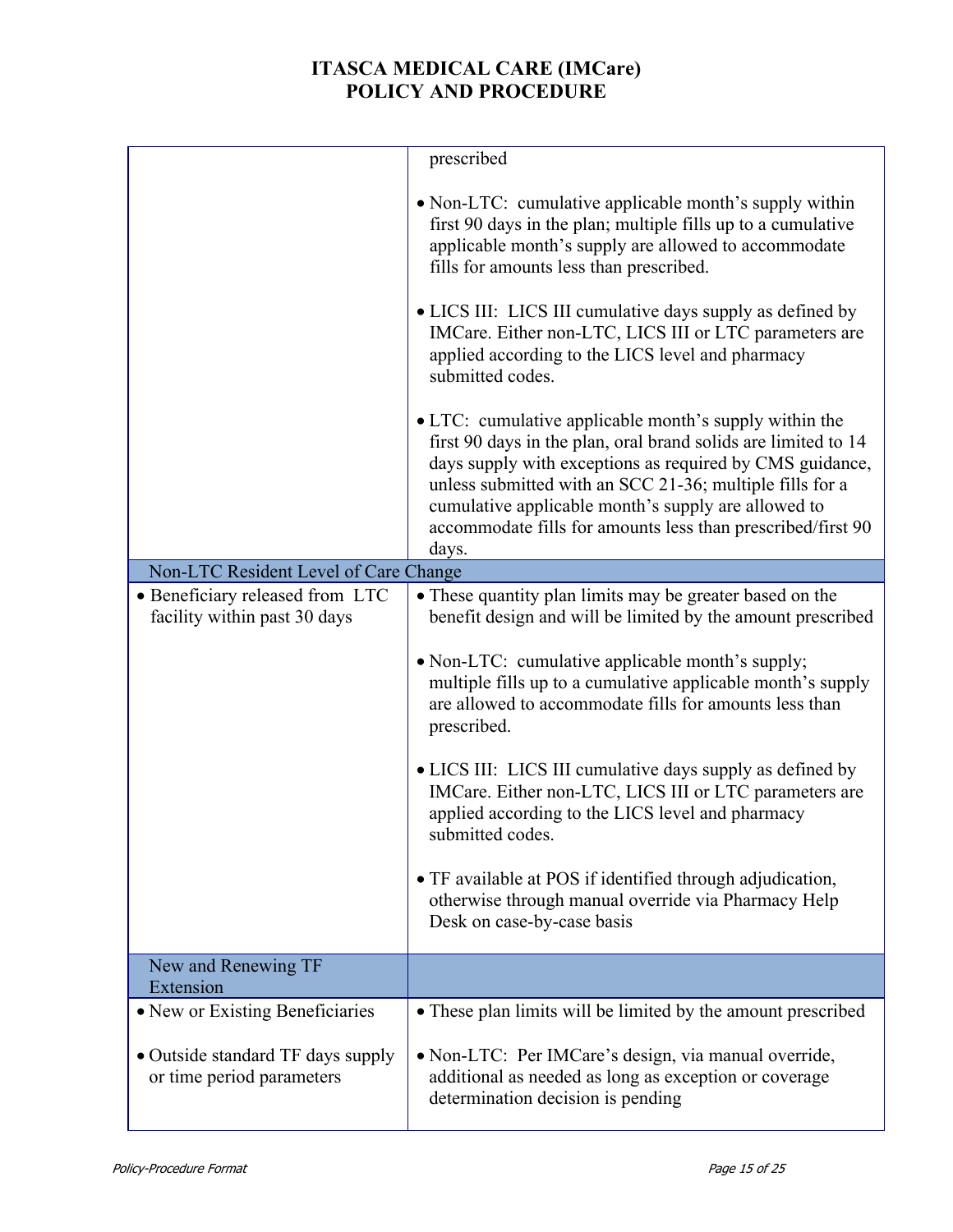# ITASCA MEDICAL CARE (IMCare)
# POLICY AND PROCEDURE

| | |
|---|---|
| | prescribed<br><br>• Non-LTC: cumulative applicable month's supply within first 90 days in the plan; multiple fills up to a cumulative applicable month's supply are allowed to accommodate fills for amounts less than prescribed.<br><br>• LICS III: LICS III cumulative days supply as defined by IMCare. Either non-LTC, LICS III or LTC parameters are applied according to the LICS level and pharmacy submitted codes.<br><br>• LTC: cumulative applicable month's supply within the first 90 days in the plan, oral brand solids are limited to 14 days supply with exceptions as required by CMS guidance, unless submitted with an SCC 21-36; multiple fills for a cumulative applicable month's supply are allowed to accommodate fills for amounts less than prescribed/first 90 days. |
| Non-LTC Resident Level of Care Change | |
| • Beneficiary released from LTC facility within past 30 days | • These quantity plan limits may be greater based on the benefit design and will be limited by the amount prescribed<br><br>• Non-LTC: cumulative applicable month's supply; multiple fills up to a cumulative applicable month's supply are allowed to accommodate fills for amounts less than prescribed.<br><br>• LICS III: LICS III cumulative days supply as defined by IMCare. Either non-LTC, LICS III or LTC parameters are applied according to the LICS level and pharmacy submitted codes.<br><br>• TF available at POS if identified through adjudication, otherwise through manual override via Pharmacy Help Desk on case-by-case basis |
| New and Renewing TF Extension | |
| • New or Existing Beneficiaries<br><br>• Outside standard TF days supply or time period parameters | • These plan limits will be limited by the amount prescribed<br><br>• Non-LTC: Per IMCare's design, via manual override, additional as needed as long as exception or coverage determination decision is pending |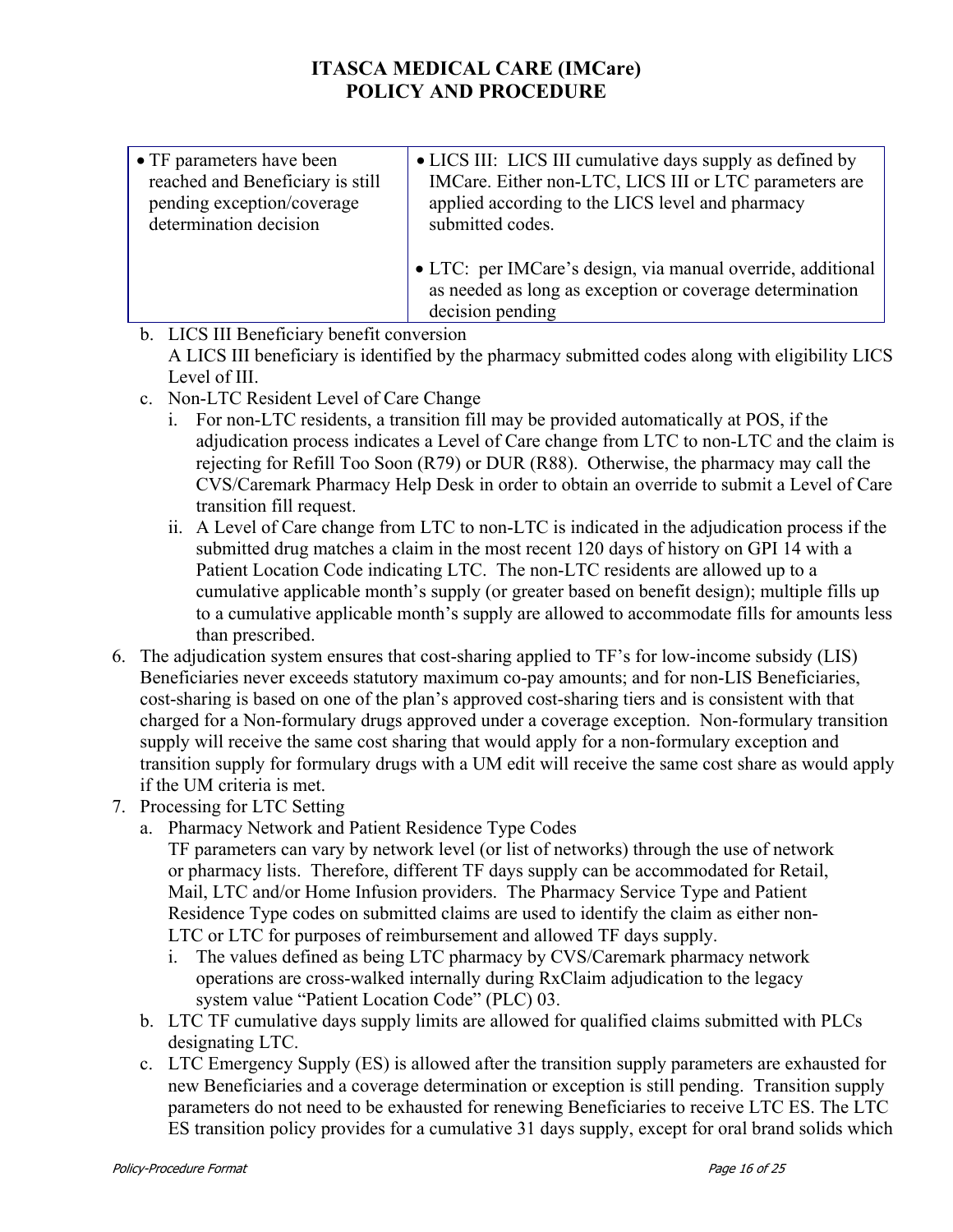# ITASCA MEDICAL CARE (IMCare) POLICY AND PROCEDURE

| | |
|---|---|
| • TF parameters have been reached and Beneficiary is still pending exception/coverage determination decision | • LICS III: LICS III cumulative days supply as defined by IMCare. Either non-LTC, LICS III or LTC parameters are applied according to the LICS level and pharmacy submitted codes.<br><br>• LTC: per IMCare's design, via manual override, additional as needed as long as exception or coverage determination decision pending |

b. LICS III Beneficiary benefit conversion
   A LICS III beneficiary is identified by the pharmacy submitted codes along with eligibility LICS Level of III.

c. Non-LTC Resident Level of Care Change
   i. For non-LTC residents, a transition fill may be provided automatically at POS, if the adjudication process indicates a Level of Care change from LTC to non-LTC and the claim is rejecting for Refill Too Soon (R79) or DUR (R88). Otherwise, the pharmacy may call the CVS/Caremark Pharmacy Help Desk in order to obtain an override to submit a Level of Care transition fill request.
   ii. A Level of Care change from LTC to non-LTC is indicated in the adjudication process if the submitted drug matches a claim in the most recent 120 days of history on GPI 14 with a Patient Location Code indicating LTC. The non-LTC residents are allowed up to a cumulative applicable month's supply (or greater based on benefit design); multiple fills up to a cumulative applicable month's supply are allowed to accommodate fills for amounts less than prescribed.

6. The adjudication system ensures that cost-sharing applied to TF's for low-income subsidy (LIS) Beneficiaries never exceeds statutory maximum co-pay amounts; and for non-LIS Beneficiaries, cost-sharing is based on one of the plan's approved cost-sharing tiers and is consistent with that charged for a Non-formulary drugs approved under a coverage exception. Non-formulary transition supply will receive the same cost sharing that would apply for a non-formulary exception and transition supply for formulary drugs with a UM edit will receive the same cost share as would apply if the UM criteria is met.

7. Processing for LTC Setting
   a. Pharmacy Network and Patient Residence Type Codes
      TF parameters can vary by network level (or list of networks) through the use of network or pharmacy lists. Therefore, different TF days supply can be accommodated for Retail, Mail, LTC and/or Home Infusion providers. The Pharmacy Service Type and Patient Residence Type codes on submitted claims are used to identify the claim as either non-LTC or LTC for purposes of reimbursement and allowed TF days supply.
      i. The values defined as being LTC pharmacy by CVS/Caremark pharmacy network operations are cross-walked internally during RxClaim adjudication to the legacy system value "Patient Location Code" (PLC) 03.
   b. LTC TF cumulative days supply limits are allowed for qualified claims submitted with PLCs designating LTC.
   c. LTC Emergency Supply (ES) is allowed after the transition supply parameters are exhausted for new Beneficiaries and a coverage determination or exception is still pending. Transition supply parameters do not need to be exhausted for renewing Beneficiaries to receive LTC ES. The LTC ES transition policy provides for a cumulative 31 days supply, except for oral brand solids which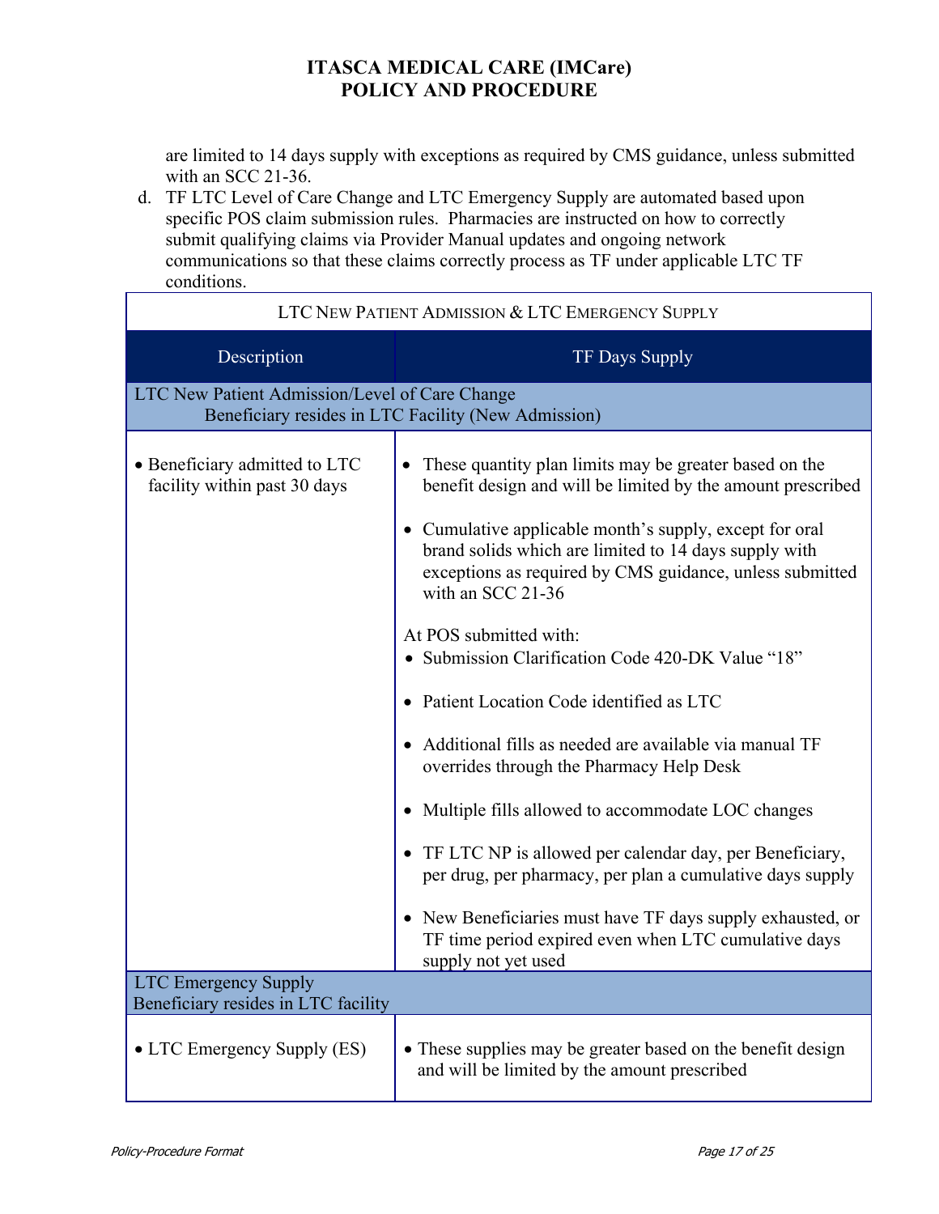are limited to 14 days supply with exceptions as required by CMS guidance, unless submitted with an SCC 21-36.

d. TF LTC Level of Care Change and LTC Emergency Supply are automated based upon specific POS claim submission rules. Pharmacies are instructed on how to correctly submit qualifying claims via Provider Manual updates and ongoing network communications so that these claims correctly process as TF under applicable LTC TF conditions.

| LTC New Patient Admission & LTC Emergency Supply | |
|---|---|
| **Description** | **TF Days Supply** |
| LTC New Patient Admission/Level of Care Change<br>Beneficiary resides in LTC Facility (New Admission) | |
| • Beneficiary admitted to LTC facility within past 30 days | • These quantity plan limits may be greater based on the benefit design and will be limited by the amount prescribed<br>• Cumulative applicable month's supply, except for oral brand solids which are limited to 14 days supply with exceptions as required by CMS guidance, unless submitted with an SCC 21-36<br>At POS submitted with:<br>• Submission Clarification Code 420-DK Value "18"<br>• Patient Location Code identified as LTC<br>• Additional fills as needed are available via manual TF overrides through the Pharmacy Help Desk<br>• Multiple fills allowed to accommodate LOC changes<br>• TF LTC NP is allowed per calendar day, per Beneficiary, per drug, per pharmacy, per plan a cumulative days supply<br>• New Beneficiaries must have TF days supply exhausted, or TF time period expired even when LTC cumulative days supply not yet used |
| LTC Emergency Supply<br>Beneficiary resides in LTC facility | |
| • LTC Emergency Supply (ES) | • These supplies may be greater based on the benefit design and will be limited by the amount prescribed |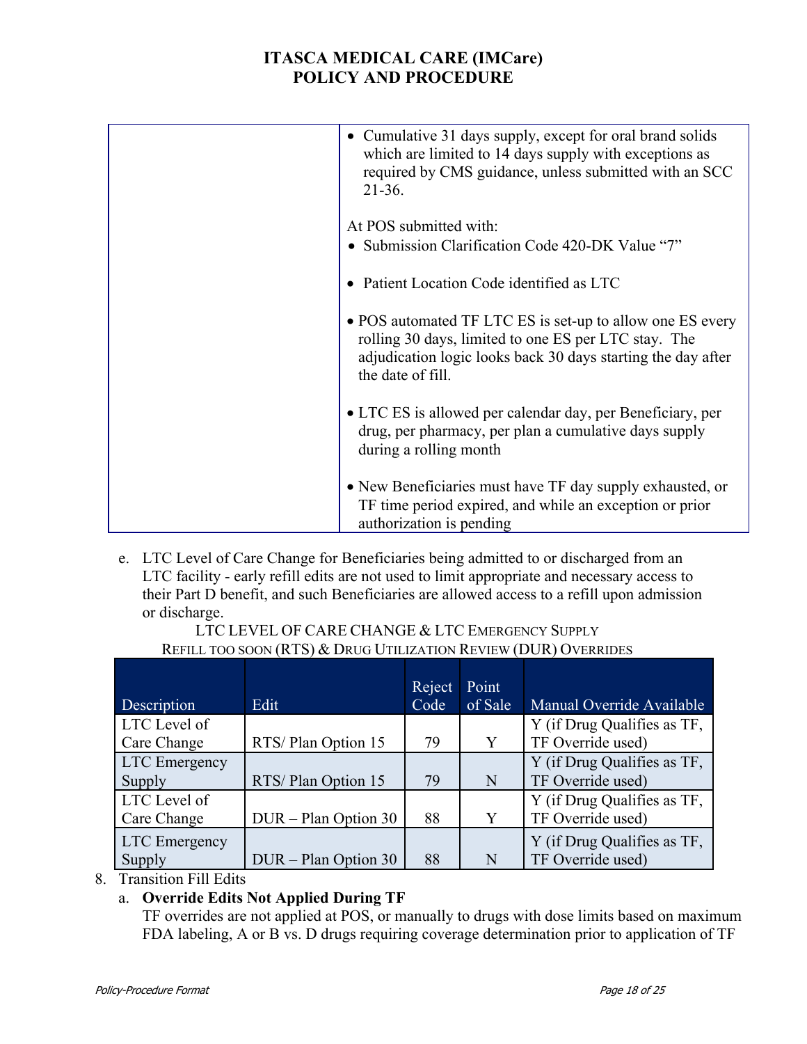# ITASCA MEDICAL CARE (IMCare)
# POLICY AND PROCEDURE

| | • Cumulative 31 days supply, except for oral brand solids which are limited to 14 days supply with exceptions as required by CMS guidance, unless submitted with an SCC 21-36.<br><br>At POS submitted with:<br>• Submission Clarification Code 420-DK Value "7"<br><br>• Patient Location Code identified as LTC<br><br>• POS automated TF LTC ES is set-up to allow one ES every rolling 30 days, limited to one ES per LTC stay. The adjudication logic looks back 30 days starting the day after the date of fill.<br><br>• LTC ES is allowed per calendar day, per Beneficiary, per drug, per pharmacy, per plan a cumulative days supply during a rolling month<br><br>• New Beneficiaries must have TF day supply exhausted, or TF time period expired, and while an exception or prior authorization is pending |
|---|---|

e. LTC Level of Care Change for Beneficiaries being admitted to or discharged from an LTC facility - early refill edits are not used to limit appropriate and necessary access to their Part D benefit, and such Beneficiaries are allowed access to a refill upon admission or discharge.

LTC LEVEL OF CARE CHANGE & LTC EMERGENCY SUPPLY
REFILL TOO SOON (RTS) & DRUG UTILIZATION REVIEW (DUR) OVERRIDES

| Description | Edit | Reject Code | Point of Sale | Manual Override Available |
|---|---|---|---|---|
| LTC Level of Care Change | RTS/ Plan Option 15 | 79 | Y | Y (if Drug Qualifies as TF, TF Override used) |
| LTC Emergency Supply | RTS/ Plan Option 15 | 79 | N | Y (if Drug Qualifies as TF, TF Override used) |
| LTC Level of Care Change | DUR – Plan Option 30 | 88 | Y | Y (if Drug Qualifies as TF, TF Override used) |
| LTC Emergency Supply | DUR – Plan Option 30 | 88 | N | Y (if Drug Qualifies as TF, TF Override used) |

8. Transition Fill Edits
   a. **Override Edits Not Applied During TF**
      TF overrides are not applied at POS, or manually to drugs with dose limits based on maximum FDA labeling, A or B vs. D drugs requiring coverage determination prior to application of TF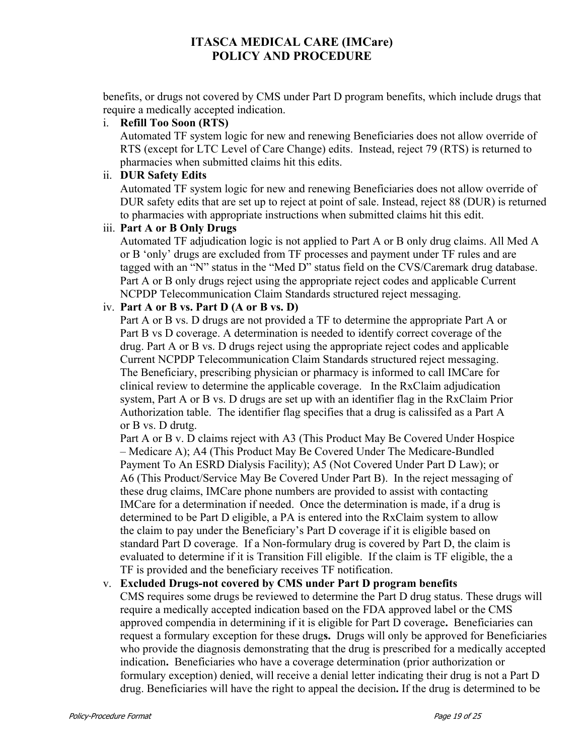benefits, or drugs not covered by CMS under Part D program benefits, which include drugs that require a medically accepted indication.

i. **Refill Too Soon (RTS)**
   Automated TF system logic for new and renewing Beneficiaries does not allow override of RTS (except for LTC Level of Care Change) edits. Instead, reject 79 (RTS) is returned to pharmacies when submitted claims hit this edits.

ii. **DUR Safety Edits**
   Automated TF system logic for new and renewing Beneficiaries does not allow override of DUR safety edits that are set up to reject at point of sale. Instead, reject 88 (DUR) is returned to pharmacies with appropriate instructions when submitted claims hit this edit.

iii. **Part A or B Only Drugs**
   Automated TF adjudication logic is not applied to Part A or B only drug claims. All Med A or B 'only' drugs are excluded from TF processes and payment under TF rules and are tagged with an "N" status in the "Med D" status field on the CVS/Caremark drug database. Part A or B only drugs reject using the appropriate reject codes and applicable Current NCPDP Telecommunication Claim Standards structured reject messaging.

iv. **Part A or B vs. Part D (A or B vs. D)**
   Part A or B vs. D drugs are not provided a TF to determine the appropriate Part A or Part B vs D coverage. A determination is needed to identify correct coverage of the drug. Part A or B vs. D drugs reject using the appropriate reject codes and applicable Current NCPDP Telecommunication Claim Standards structured reject messaging. The Beneficiary, prescribing physician or pharmacy is informed to call IMCare for clinical review to determine the applicable coverage. In the RxClaim adjudication system, Part A or B vs. D drugs are set up with an identifier flag in the RxClaim Prior Authorization table. The identifier flag specifies that a drug is calissifed as a Part A or B vs. D drutg.
   Part A or B v. D claims reject with A3 (This Product May Be Covered Under Hospice – Medicare A); A4 (This Product May Be Covered Under The Medicare-Bundled Payment To An ESRD Dialysis Facility); A5 (Not Covered Under Part D Law); or A6 (This Product/Service May Be Covered Under Part B). In the reject messaging of these drug claims, IMCare phone numbers are provided to assist with contacting IMCare for a determination if needed. Once the determination is made, if a drug is determined to be Part D eligible, a PA is entered into the RxClaim system to allow the claim to pay under the Beneficiary's Part D coverage if it is eligible based on standard Part D coverage. If a Non-formulary drug is covered by Part D, the claim is evaluated to determine if it is Transition Fill eligible. If the claim is TF eligible, the a TF is provided and the beneficiary receives TF notification.

v. **Excluded Drugs-not covered by CMS under Part D program benefits**
   CMS requires some drugs be reviewed to determine the Part D drug status. These drugs will require a medically accepted indication based on the FDA approved label or the CMS approved compendia in determining if it is eligible for Part D coverage**.** Beneficiaries can request a formulary exception for these drug**s.** Drugs will only be approved for Beneficiaries who provide the diagnosis demonstrating that the drug is prescribed for a medically accepted indication**.** Beneficiaries who have a coverage determination (prior authorization or formulary exception) denied, will receive a denial letter indicating their drug is not a Part D drug. Beneficiaries will have the right to appeal the decision**.** If the drug is determined to be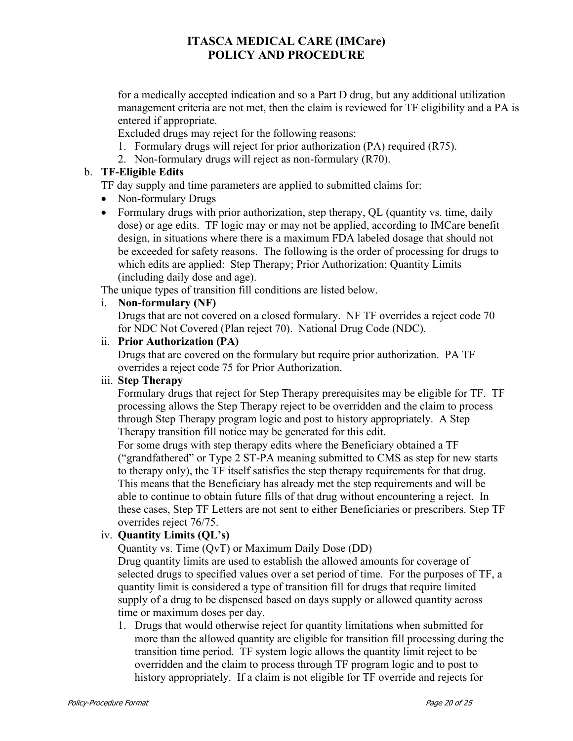for a medically accepted indication and so a Part D drug, but any additional utilization management criteria are not met, then the claim is reviewed for TF eligibility and a PA is entered if appropriate.

Excluded drugs may reject for the following reasons:

1. Formulary drugs will reject for prior authorization (PA) required (R75).
2. Non-formulary drugs will reject as non-formulary (R70).

b. **TF-Eligible Edits**

TF day supply and time parameters are applied to submitted claims for:

- Non-formulary Drugs
- Formulary drugs with prior authorization, step therapy, QL (quantity vs. time, daily dose) or age edits. TF logic may or may not be applied, according to IMCare benefit design, in situations where there is a maximum FDA labeled dosage that should not be exceeded for safety reasons. The following is the order of processing for drugs to which edits are applied: Step Therapy; Prior Authorization; Quantity Limits (including daily dose and age).

The unique types of transition fill conditions are listed below.

i. **Non-formulary (NF)**

Drugs that are not covered on a closed formulary. NF TF overrides a reject code 70 for NDC Not Covered (Plan reject 70). National Drug Code (NDC).

ii. **Prior Authorization (PA)**

Drugs that are covered on the formulary but require prior authorization. PA TF overrides a reject code 75 for Prior Authorization.

iii. **Step Therapy**

Formulary drugs that reject for Step Therapy prerequisites may be eligible for TF. TF processing allows the Step Therapy reject to be overridden and the claim to process through Step Therapy program logic and post to history appropriately. A Step Therapy transition fill notice may be generated for this edit.

For some drugs with step therapy edits where the Beneficiary obtained a TF ("grandfathered" or Type 2 ST-PA meaning submitted to CMS as step for new starts to therapy only), the TF itself satisfies the step therapy requirements for that drug. This means that the Beneficiary has already met the step requirements and will be able to continue to obtain future fills of that drug without encountering a reject. In these cases, Step TF Letters are not sent to either Beneficiaries or prescribers. Step TF overrides reject 76/75.

iv. **Quantity Limits (QL's)**

Quantity vs. Time (QvT) or Maximum Daily Dose (DD)

Drug quantity limits are used to establish the allowed amounts for coverage of selected drugs to specified values over a set period of time. For the purposes of TF, a quantity limit is considered a type of transition fill for drugs that require limited supply of a drug to be dispensed based on days supply or allowed quantity across time or maximum doses per day.

1. Drugs that would otherwise reject for quantity limitations when submitted for more than the allowed quantity are eligible for transition fill processing during the transition time period. TF system logic allows the quantity limit reject to be overridden and the claim to process through TF program logic and to post to history appropriately. If a claim is not eligible for TF override and rejects for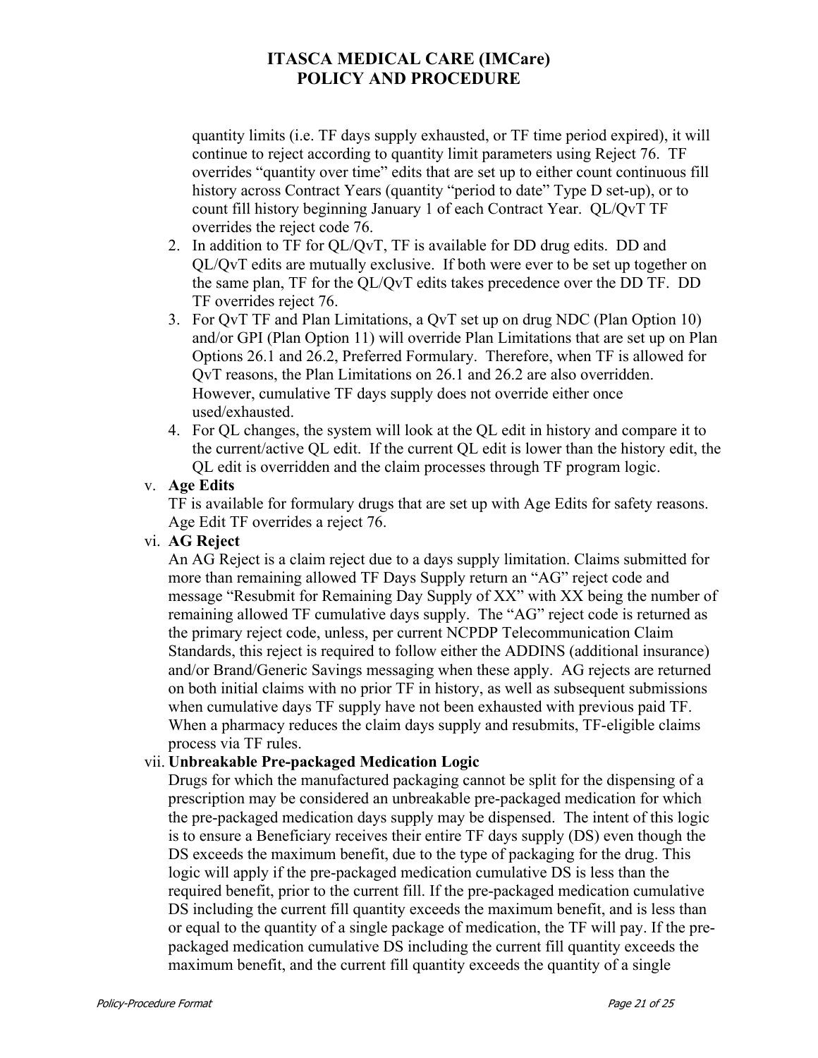quantity limits (i.e. TF days supply exhausted, or TF time period expired), it will continue to reject according to quantity limit parameters using Reject 76. TF overrides "quantity over time" edits that are set up to either count continuous fill history across Contract Years (quantity "period to date" Type D set-up), or to count fill history beginning January 1 of each Contract Year. QL/QvT TF overrides the reject code 76.

2. In addition to TF for QL/QvT, TF is available for DD drug edits. DD and QL/QvT edits are mutually exclusive. If both were ever to be set up together on the same plan, TF for the QL/QvT edits takes precedence over the DD TF. DD TF overrides reject 76.
3. For QvT TF and Plan Limitations, a QvT set up on drug NDC (Plan Option 10) and/or GPI (Plan Option 11) will override Plan Limitations that are set up on Plan Options 26.1 and 26.2, Preferred Formulary. Therefore, when TF is allowed for QvT reasons, the Plan Limitations on 26.1 and 26.2 are also overridden. However, cumulative TF days supply does not override either once used/exhausted.
4. For QL changes, the system will look at the QL edit in history and compare it to the current/active QL edit. If the current QL edit is lower than the history edit, the QL edit is overridden and the claim processes through TF program logic.

v. **Age Edits**

TF is available for formulary drugs that are set up with Age Edits for safety reasons. Age Edit TF overrides a reject 76.

vi. **AG Reject**

An AG Reject is a claim reject due to a days supply limitation. Claims submitted for more than remaining allowed TF Days Supply return an "AG" reject code and message "Resubmit for Remaining Day Supply of XX" with XX being the number of remaining allowed TF cumulative days supply. The "AG" reject code is returned as the primary reject code, unless, per current NCPDP Telecommunication Claim Standards, this reject is required to follow either the ADDINS (additional insurance) and/or Brand/Generic Savings messaging when these apply. AG rejects are returned on both initial claims with no prior TF in history, as well as subsequent submissions when cumulative days TF supply have not been exhausted with previous paid TF. When a pharmacy reduces the claim days supply and resubmits, TF-eligible claims process via TF rules.

vii. **Unbreakable Pre-packaged Medication Logic**

Drugs for which the manufactured packaging cannot be split for the dispensing of a prescription may be considered an unbreakable pre-packaged medication for which the pre-packaged medication days supply may be dispensed. The intent of this logic is to ensure a Beneficiary receives their entire TF days supply (DS) even though the DS exceeds the maximum benefit, due to the type of packaging for the drug. This logic will apply if the pre-packaged medication cumulative DS is less than the required benefit, prior to the current fill. If the pre-packaged medication cumulative DS including the current fill quantity exceeds the maximum benefit, and is less than or equal to the quantity of a single package of medication, the TF will pay. If the pre-packaged medication cumulative DS including the current fill quantity exceeds the maximum benefit, and the current fill quantity exceeds the quantity of a single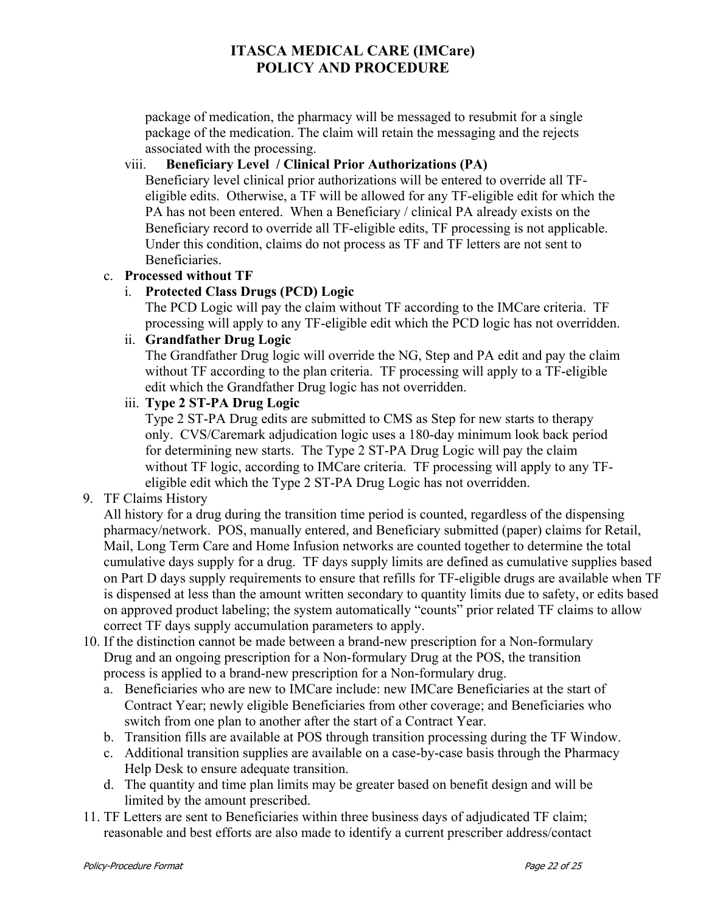package of medication, the pharmacy will be messaged to resubmit for a single package of the medication. The claim will retain the messaging and the rejects associated with the processing.

viii. **Beneficiary Level / Clinical Prior Authorizations (PA)**
Beneficiary level clinical prior authorizations will be entered to override all TF-eligible edits. Otherwise, a TF will be allowed for any TF-eligible edit for which the PA has not been entered. When a Beneficiary / clinical PA already exists on the Beneficiary record to override all TF-eligible edits, TF processing is not applicable. Under this condition, claims do not process as TF and TF letters are not sent to Beneficiaries.

c. **Processed without TF**

i. **Protected Class Drugs (PCD) Logic**
The PCD Logic will pay the claim without TF according to the IMCare criteria. TF processing will apply to any TF-eligible edit which the PCD logic has not overridden.

ii. **Grandfather Drug Logic**
The Grandfather Drug logic will override the NG, Step and PA edit and pay the claim without TF according to the plan criteria. TF processing will apply to a TF-eligible edit which the Grandfather Drug logic has not overridden.

iii. **Type 2 ST-PA Drug Logic**
Type 2 ST-PA Drug edits are submitted to CMS as Step for new starts to therapy only. CVS/Caremark adjudication logic uses a 180-day minimum look back period for determining new starts. The Type 2 ST-PA Drug Logic will pay the claim without TF logic, according to IMCare criteria. TF processing will apply to any TF-eligible edit which the Type 2 ST-PA Drug Logic has not overridden.

9. TF Claims History
All history for a drug during the transition time period is counted, regardless of the dispensing pharmacy/network. POS, manually entered, and Beneficiary submitted (paper) claims for Retail, Mail, Long Term Care and Home Infusion networks are counted together to determine the total cumulative days supply for a drug. TF days supply limits are defined as cumulative supplies based on Part D days supply requirements to ensure that refills for TF-eligible drugs are available when TF is dispensed at less than the amount written secondary to quantity limits due to safety, or edits based on approved product labeling; the system automatically "counts" prior related TF claims to allow correct TF days supply accumulation parameters to apply.

10. If the distinction cannot be made between a brand-new prescription for a Non-formulary Drug and an ongoing prescription for a Non-formulary Drug at the POS, the transition process is applied to a brand-new prescription for a Non-formulary drug.
    a. Beneficiaries who are new to IMCare include: new IMCare Beneficiaries at the start of Contract Year; newly eligible Beneficiaries from other coverage; and Beneficiaries who switch from one plan to another after the start of a Contract Year.
    b. Transition fills are available at POS through transition processing during the TF Window.
    c. Additional transition supplies are available on a case-by-case basis through the Pharmacy Help Desk to ensure adequate transition.
    d. The quantity and time plan limits may be greater based on benefit design and will be limited by the amount prescribed.

11. TF Letters are sent to Beneficiaries within three business days of adjudicated TF claim; reasonable and best efforts are also made to identify a current prescriber address/contact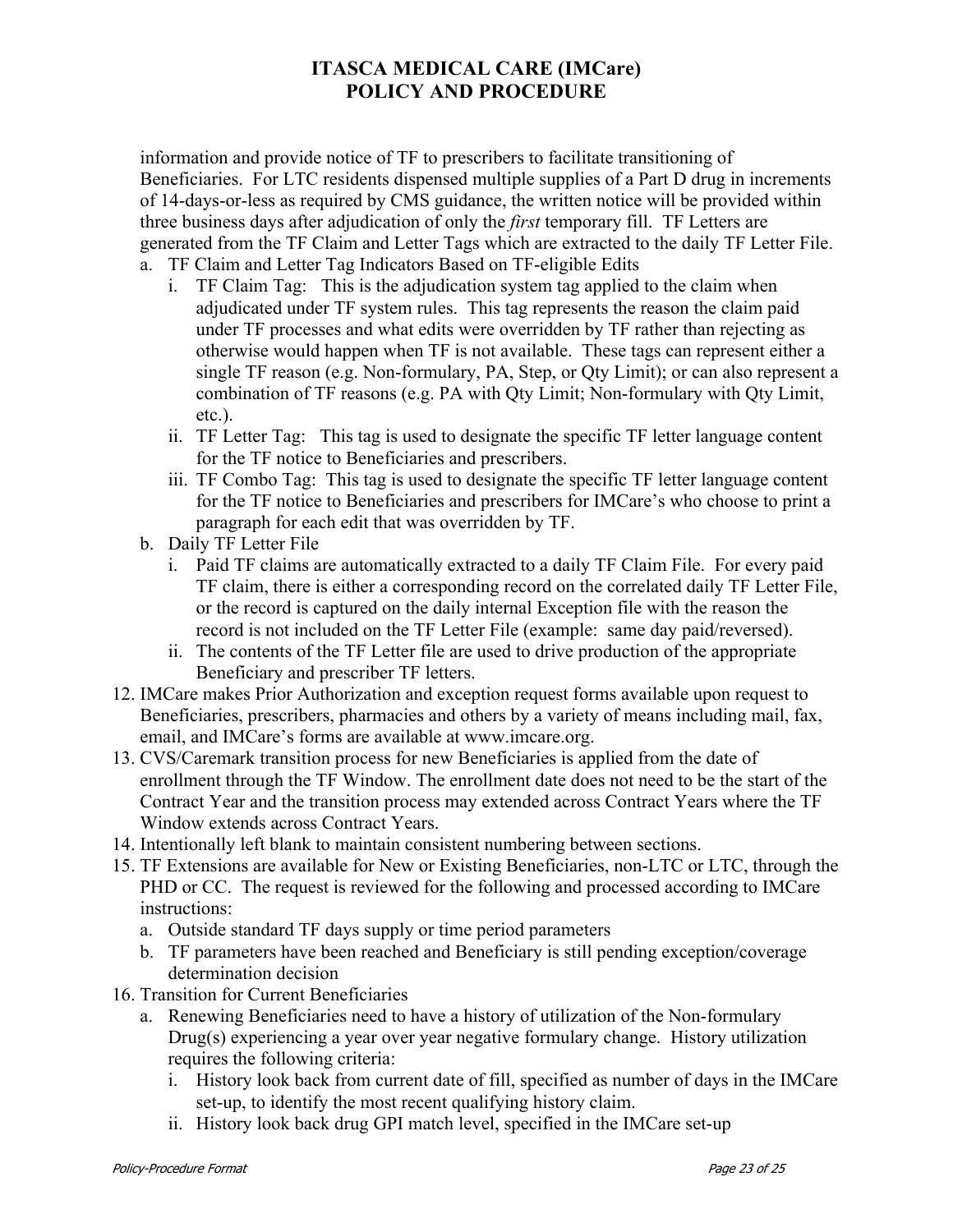# ITASCA MEDICAL CARE (IMCare) POLICY AND PROCEDURE

information and provide notice of TF to prescribers to facilitate transitioning of Beneficiaries. For LTC residents dispensed multiple supplies of a Part D drug in increments of 14-days-or-less as required by CMS guidance, the written notice will be provided within three business days after adjudication of only the *first* temporary fill. TF Letters are generated from the TF Claim and Letter Tags which are extracted to the daily TF Letter File.

a. TF Claim and Letter Tag Indicators Based on TF-eligible Edits
   i. TF Claim Tag: This is the adjudication system tag applied to the claim when adjudicated under TF system rules. This tag represents the reason the claim paid under TF processes and what edits were overridden by TF rather than rejecting as otherwise would happen when TF is not available. These tags can represent either a single TF reason (e.g. Non-formulary, PA, Step, or Qty Limit); or can also represent a combination of TF reasons (e.g. PA with Qty Limit; Non-formulary with Qty Limit, etc.).
   ii. TF Letter Tag: This tag is used to designate the specific TF letter language content for the TF notice to Beneficiaries and prescribers.
   iii. TF Combo Tag: This tag is used to designate the specific TF letter language content for the TF notice to Beneficiaries and prescribers for IMCare's who choose to print a paragraph for each edit that was overridden by TF.
b. Daily TF Letter File
   i. Paid TF claims are automatically extracted to a daily TF Claim File. For every paid TF claim, there is either a corresponding record on the correlated daily TF Letter File, or the record is captured on the daily internal Exception file with the reason the record is not included on the TF Letter File (example: same day paid/reversed).
   ii. The contents of the TF Letter file are used to drive production of the appropriate Beneficiary and prescriber TF letters.

12. IMCare makes Prior Authorization and exception request forms available upon request to Beneficiaries, prescribers, pharmacies and others by a variety of means including mail, fax, email, and IMCare's forms are available at www.imcare.org.
13. CVS/Caremark transition process for new Beneficiaries is applied from the date of enrollment through the TF Window. The enrollment date does not need to be the start of the Contract Year and the transition process may extended across Contract Years where the TF Window extends across Contract Years.
14. Intentionally left blank to maintain consistent numbering between sections.
15. TF Extensions are available for New or Existing Beneficiaries, non-LTC or LTC, through the PHD or CC. The request is reviewed for the following and processed according to IMCare instructions:
    a. Outside standard TF days supply or time period parameters
    b. TF parameters have been reached and Beneficiary is still pending exception/coverage determination decision
16. Transition for Current Beneficiaries
    a. Renewing Beneficiaries need to have a history of utilization of the Non-formulary Drug(s) experiencing a year over year negative formulary change. History utilization requires the following criteria:
       i. History look back from current date of fill, specified as number of days in the IMCare set-up, to identify the most recent qualifying history claim.
       ii. History look back drug GPI match level, specified in the IMCare set-up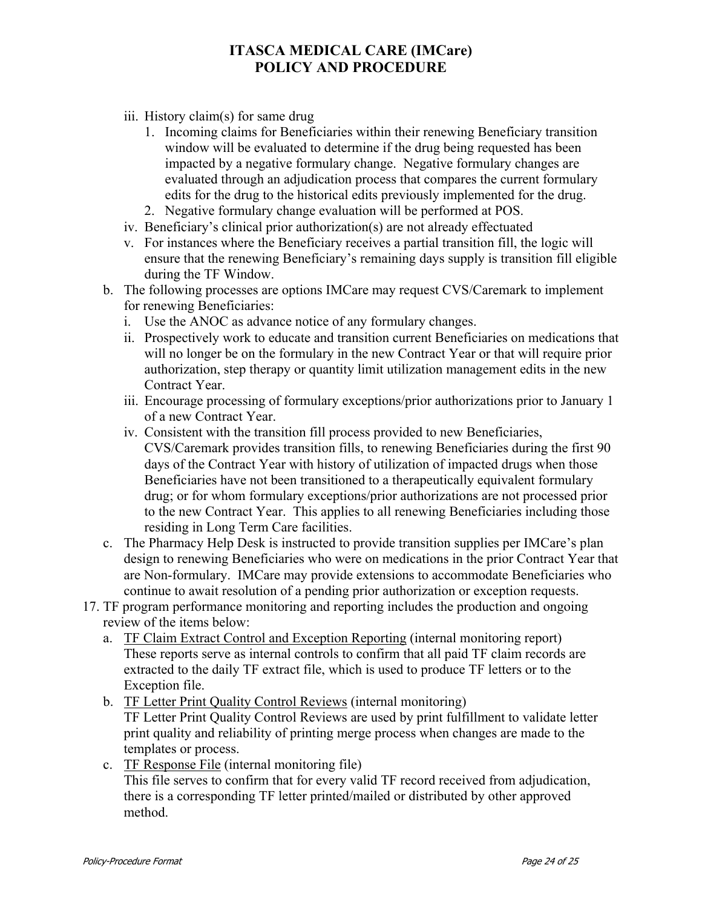iii. History claim(s) for same drug
   1. Incoming claims for Beneficiaries within their renewing Beneficiary transition window will be evaluated to determine if the drug being requested has been impacted by a negative formulary change. Negative formulary changes are evaluated through an adjudication process that compares the current formulary edits for the drug to the historical edits previously implemented for the drug.
   2. Negative formulary change evaluation will be performed at POS.

iv. Beneficiary's clinical prior authorization(s) are not already effectuated

v. For instances where the Beneficiary receives a partial transition fill, the logic will ensure that the renewing Beneficiary's remaining days supply is transition fill eligible during the TF Window.

b. The following processes are options IMCare may request CVS/Caremark to implement for renewing Beneficiaries:
   i. Use the ANOC as advance notice of any formulary changes.
   ii. Prospectively work to educate and transition current Beneficiaries on medications that will no longer be on the formulary in the new Contract Year or that will require prior authorization, step therapy or quantity limit utilization management edits in the new Contract Year.
   iii. Encourage processing of formulary exceptions/prior authorizations prior to January 1 of a new Contract Year.
   iv. Consistent with the transition fill process provided to new Beneficiaries, CVS/Caremark provides transition fills, to renewing Beneficiaries during the first 90 days of the Contract Year with history of utilization of impacted drugs when those Beneficiaries have not been transitioned to a therapeutically equivalent formulary drug; or for whom formulary exceptions/prior authorizations are not processed prior to the new Contract Year. This applies to all renewing Beneficiaries including those residing in Long Term Care facilities.

c. The Pharmacy Help Desk is instructed to provide transition supplies per IMCare's plan design to renewing Beneficiaries who were on medications in the prior Contract Year that are Non-formulary. IMCare may provide extensions to accommodate Beneficiaries who continue to await resolution of a pending prior authorization or exception requests.

17. TF program performance monitoring and reporting includes the production and ongoing review of the items below:
   a. TF Claim Extract Control and Exception Reporting (internal monitoring report)
      These reports serve as internal controls to confirm that all paid TF claim records are extracted to the daily TF extract file, which is used to produce TF letters or to the Exception file.
   b. TF Letter Print Quality Control Reviews (internal monitoring)
      TF Letter Print Quality Control Reviews are used by print fulfillment to validate letter print quality and reliability of printing merge process when changes are made to the templates or process.
   c. TF Response File (internal monitoring file)
      This file serves to confirm that for every valid TF record received from adjudication, there is a corresponding TF letter printed/mailed or distributed by other approved method.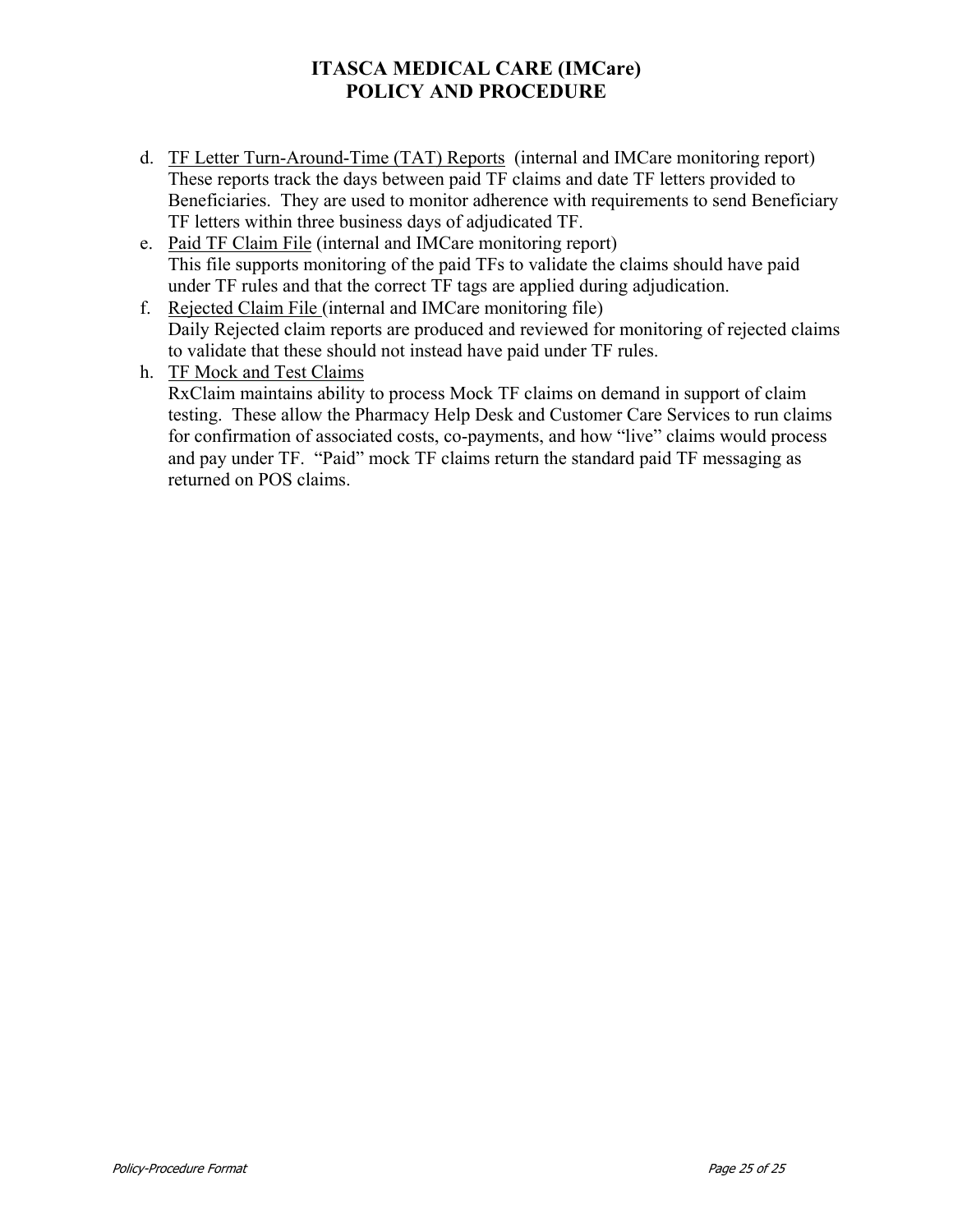d. TF Letter Turn-Around-Time (TAT) Reports (internal and IMCare monitoring report)
   These reports track the days between paid TF claims and date TF letters provided to Beneficiaries. They are used to monitor adherence with requirements to send Beneficiary TF letters within three business days of adjudicated TF.

e. Paid TF Claim File (internal and IMCare monitoring report)
   This file supports monitoring of the paid TFs to validate the claims should have paid under TF rules and that the correct TF tags are applied during adjudication.

f. Rejected Claim File (internal and IMCare monitoring file)
   Daily Rejected claim reports are produced and reviewed for monitoring of rejected claims to validate that these should not instead have paid under TF rules.

h. TF Mock and Test Claims
   RxClaim maintains ability to process Mock TF claims on demand in support of claim testing. These allow the Pharmacy Help Desk and Customer Care Services to run claims for confirmation of associated costs, co-payments, and how "live" claims would process and pay under TF. "Paid" mock TF claims return the standard paid TF messaging as returned on POS claims.